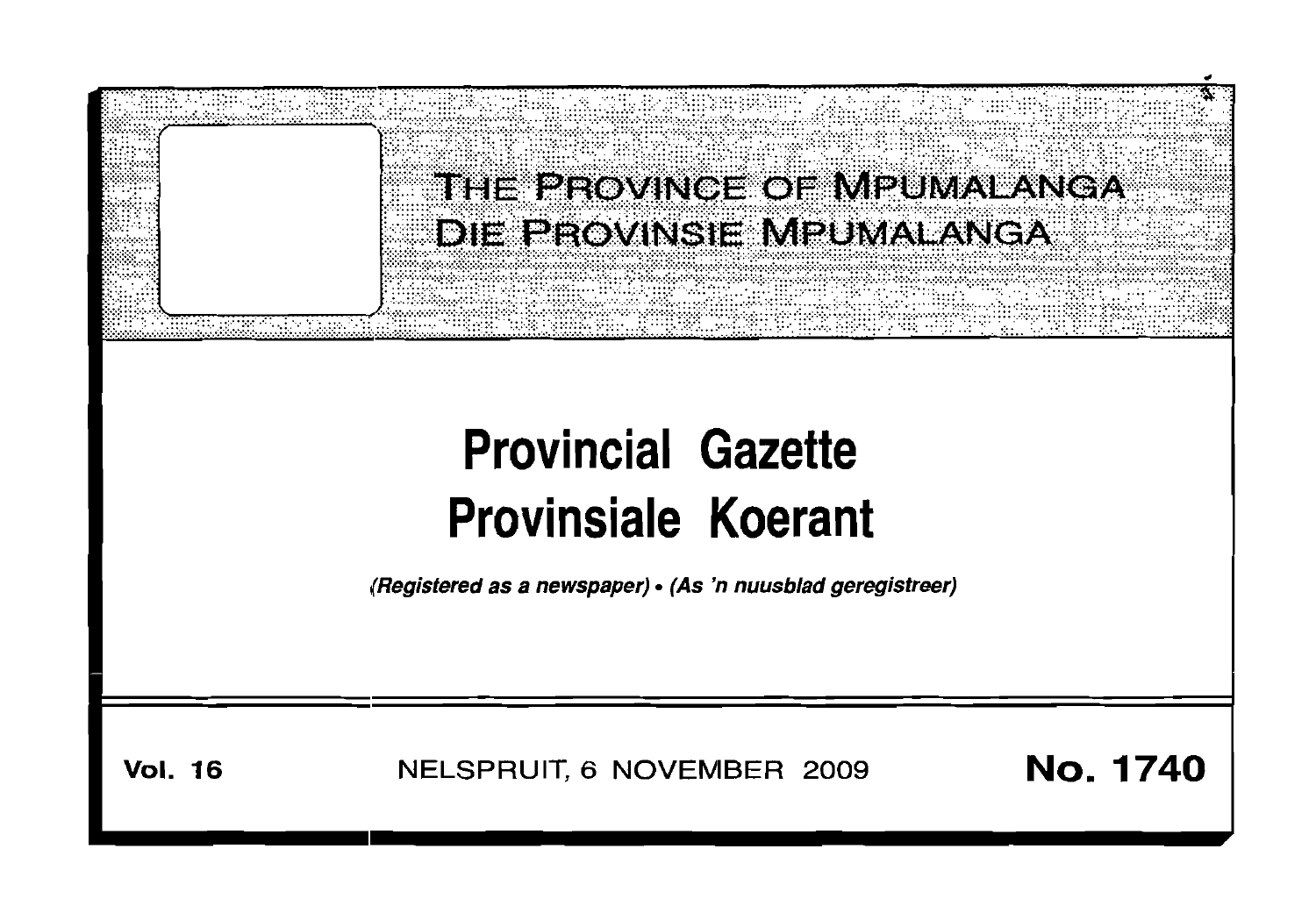# THE PROVINCE OF MPUMALANGA
# DIE PROVINSIE MPUMALANGA

# Provincial Gazette
# Provinsiale Koerant

*(Registered as a newspaper) • (As 'n nuusblad geregistreer)*

**Vol. 16** NELSPRUIT, 6 NOVEMBER 2009 **No. 1740**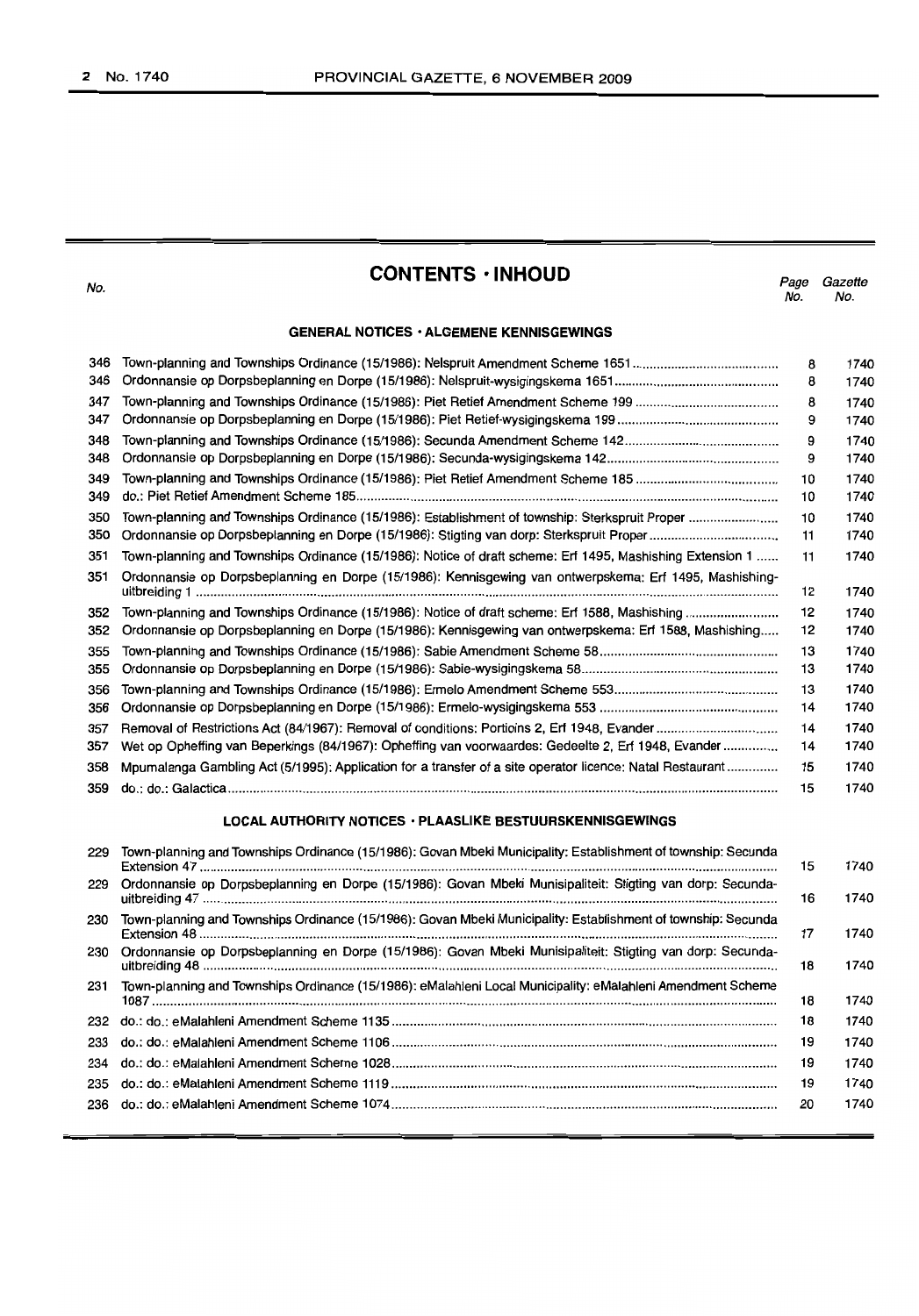# CONTENTS · INHOUD

| No. | | Page No. | Gazette No. |
|---|---|---|---|
| | **GENERAL NOTICES · ALGEMENE KENNISGEWINGS** | | |
| 346 | Town-planning and Townships Ordinance (15/1986): Nelspruit Amendment Scheme 1651 | 8 | 1740 |
| 346 | Ordonnansie op Dorpsbeplanning en Dorpe (15/1986): Nelspruit-wysigingskema 1651 | 8 | 1740 |
| 347 | Town-planning and Townships Ordinance (15/1986): Piet Retief Amendment Scheme 199 | 8 | 1740 |
| 347 | Ordonnansie op Dorpsbeplanning en Dorpe (15/1986): Piet Retief-wysigingskema 199 | 9 | 1740 |
| 348 | Town-planning and Townships Ordinance (15/1986): Secunda Amendment Scheme 142 | 9 | 1740 |
| 348 | Ordonnansie op Dorpsbeplanning en Dorpe (15/1986): Secunda-wysigingskema 142 | 9 | 1740 |
| 349 | Town-planning and Townships Ordinance (15/1986): Piet Retief Amendment Scheme 185 | 10 | 1740 |
| 349 | do.: Piet Retief Amendment Scheme 185 | 10 | 1740 |
| 350 | Town-planning and Townships Ordinance (15/1986): Establishment of township: Sterkspruit Proper | 10 | 1740 |
| 350 | Ordonnansie op Dorpsbeplanning en Dorpe (15/1986): Stigting van dorp: Sterkspruit Proper | 11 | 1740 |
| 351 | Town-planning and Townships Ordinance (15/1986): Notice of draft scheme: Erf 1495, Mashishing Extension 1 | 11 | 1740 |
| 351 | Ordonnansie op Dorpsbeplanning en Dorpe (15/1986): Kennisgewing van ontwerpskema: Erf 1495, Mashishing-uitbreiding 1 | 12 | 1740 |
| 352 | Town-planning and Townships Ordinance (15/1986): Notice of draft scheme: Erf 1588, Mashishing | 12 | 1740 |
| 352 | Ordonnansie op Dorpsbeplanning en Dorpe (15/1986): Kennisgewing van ontwerpskema: Erf 1588, Mashishing | 12 | 1740 |
| 355 | Town-planning and Townships Ordinance (15/1986): Sabie Amendment Scheme 58 | 13 | 1740 |
| 355 | Ordonnansie op Dorpsbeplanning en Dorpe (15/1986): Sabie-wysigingskema 58 | 13 | 1740 |
| 356 | Town-planning and Townships Ordinance (15/1986): Ermelo Amendment Scheme 553 | 13 | 1740 |
| 356 | Ordonnansie op Dorpsbeplanning en Dorpe (15/1986): Ermelo-wysigingskema 553 | 14 | 1740 |
| 357 | Removal of Restrictions Act (84/1967): Removal of conditions: Portions 2, Erf 1948, Evander | 14 | 1740 |
| 357 | Wet op Opheffing van Beperkings (84/1967): Opheffing van voorwaardes: Gedeelte 2, Erf 1948, Evander | 14 | 1740 |
| 358 | Mpumalanga Gambling Act (5/1995): Application for a transfer of a site operator licence: Natal Restaurant | 15 | 1740 |
| 359 | do.: do.: Galactica | 15 | 1740 |
| | **LOCAL AUTHORITY NOTICES · PLAASLIKE BESTUURSKENNISGEWINGS** | | |
| 229 | Town-planning and Townships Ordinance (15/1986): Govan Mbeki Municipality: Establishment of township: Secunda Extension 47 | 15 | 1740 |
| 229 | Ordonnansie op Dorpsbeplanning en Dorpe (15/1986): Govan Mbeki Munisipaliteit: Stigting van dorp: Secunda-uitbreiding 47 | 16 | 1740 |
| 230 | Town-planning and Townships Ordinance (15/1986): Govan Mbeki Municipality: Establishment of township: Secunda Extension 48 | 17 | 1740 |
| 230 | Ordonnansie op Dorpsbeplanning en Dorpe (15/1986): Govan Mbeki Munisipaliteit: Stigting van dorp: Secunda-uitbreiding 48 | 18 | 1740 |
| 231 | Town-planning and Townships Ordinance (15/1986): eMalahleni Local Municipality: eMalahleni Amendment Scheme 1087 | 18 | 1740 |
| 232 | do.: do.: eMalahleni Amendment Scheme 1135 | 18 | 1740 |
| 233 | do.: do.: eMalahleni Amendment Scheme 1106 | 19 | 1740 |
| 234 | do.: do.: eMalahleni Amendment Scheme 1028 | 19 | 1740 |
| 235 | do.: do.: eMalahleni Amendment Scheme 1119 | 19 | 1740 |
| 236 | do.: do.: eMalahleni Amendment Scheme 1074 | 20 | 1740 |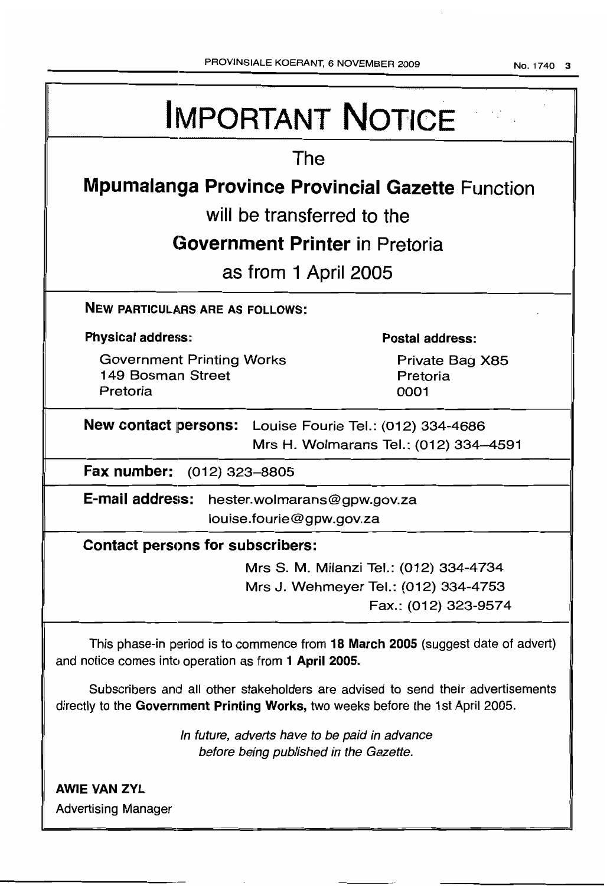# IMPORTANT NOTICE

The

**Mpumalanga Province Provincial Gazette** Function

will be transferred to the

**Government Printer** in Pretoria

as from 1 April 2005

**NEW PARTICULARS ARE AS FOLLOWS:**

**Physical address:**

Government Printing Works
149 Bosman Street
Pretoria

**Postal address:**

Private Bag X85
Pretoria
0001

**New contact persons:** Louise Fourie Tel.: (012) 334-4686
Mrs H. Wolmarans Tel.: (012) 334–4591

**Fax number:** (012) 323–8805

**E-mail address:** hester.wolmarans@gpw.gov.za
louise.fourie@gpw.gov.za

**Contact persons for subscribers:**

Mrs S. M. Milanzi Tel.: (012) 334-4734
Mrs J. Wehmeyer Tel.: (012) 334-4753
Fax.: (012) 323-9574

This phase-in period is to commence from **18 March 2005** (suggest date of advert) and notice comes into operation as from **1 April 2005.**

Subscribers and all other stakeholders are advised to send their advertisements directly to the **Government Printing Works,** two weeks before the 1st April 2005.

*In future, adverts have to be paid in advance before being published in the Gazette.*

**AWIE VAN ZYL**
Advertising Manager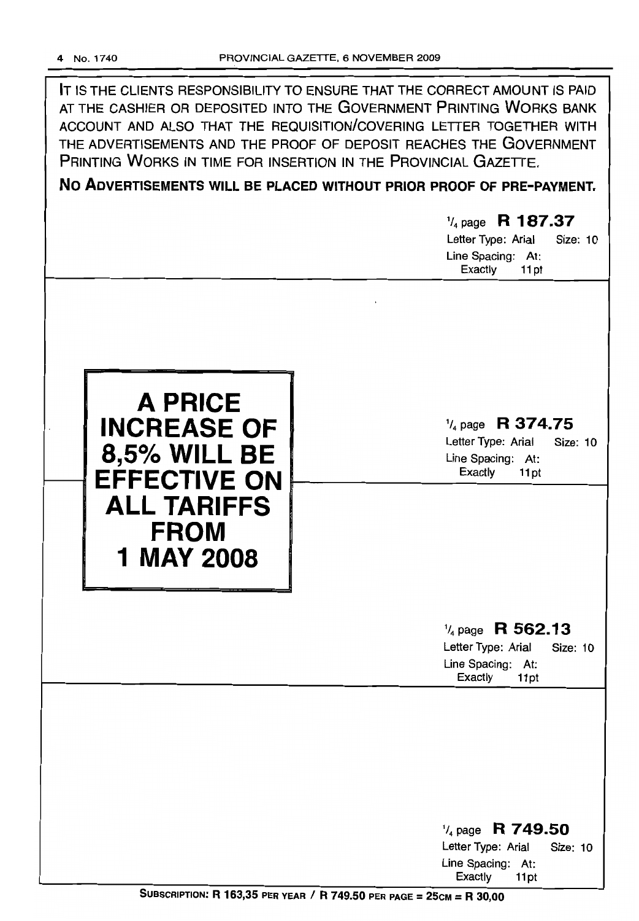IT IS THE CLIENTS RESPONSIBILITY TO ENSURE THAT THE CORRECT AMOUNT IS PAID AT THE CASHIER OR DEPOSITED INTO THE GOVERNMENT PRINTING WORKS BANK ACCOUNT AND ALSO THAT THE REQUISITION/COVERING LETTER TOGETHER WITH THE ADVERTISEMENTS AND THE PROOF OF DEPOSIT REACHES THE GOVERNMENT PRINTING WORKS IN TIME FOR INSERTION IN THE PROVINCIAL GAZETTE.

**NO ADVERTISEMENTS WILL BE PLACED WITHOUT PRIOR PROOF OF PRE-PAYMENT.**

1/4 page **R 187.37**
Letter Type: Arial Size: 10
Line Spacing: At: Exactly 11pt

**A PRICE INCREASE OF 8,5% WILL BE EFFECTIVE ON ALL TARIFFS FROM 1 MAY 2008**

1/4 page **R 374.75**
Letter Type: Arial Size: 10
Line Spacing: At: Exactly 11pt

1/4 page **R 562.13**
Letter Type: Arial Size: 10
Line Spacing: At: Exactly 11pt

1/4 page **R 749.50**
Letter Type: Arial Size: 10
Line Spacing: At: Exactly 11pt

**SUBSCRIPTION: R 163,35 PER YEAR / R 749.50 PER PAGE = 25CM = R 30,00**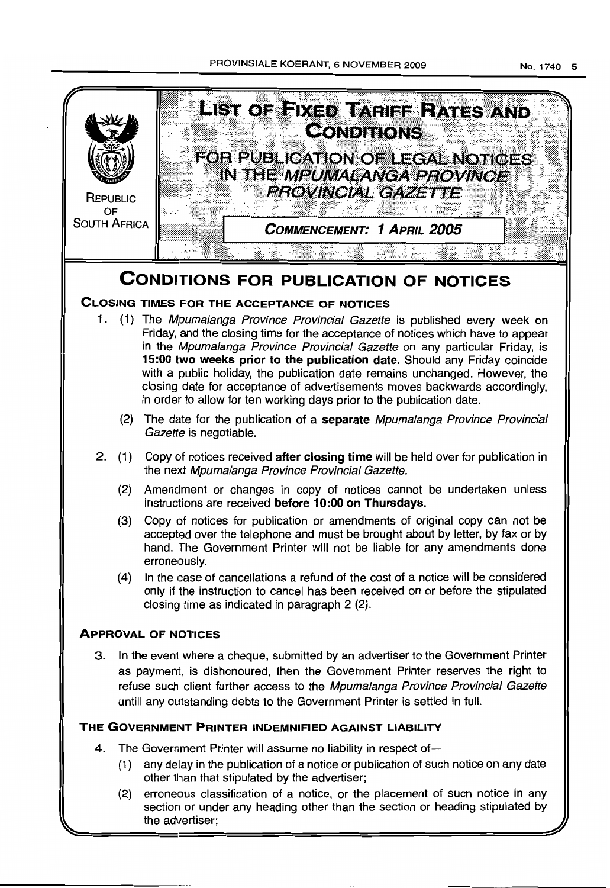REPUBLIC OF SOUTH AFRICA

# LIST OF FIXED TARIFF RATES AND CONDITIONS

## FOR PUBLICATION OF LEGAL NOTICES IN THE *MPUMALANGA PROVINCE PROVINCIAL GAZETTE*

**COMMENCEMENT: 1 APRIL 2005**

# CONDITIONS FOR PUBLICATION OF NOTICES

### CLOSING TIMES FOR THE ACCEPTANCE OF NOTICES

1. (1) The *Mpumalanga Province Provincial Gazette* is published every week on Friday, and the closing time for the acceptance of notices which have to appear in the *Mpumalanga Province Provincial Gazette* on any particular Friday, is **15:00 two weeks prior to the publication date.** Should any Friday coincide with a public holiday, the publication date remains unchanged. However, the closing date for acceptance of advertisements moves backwards accordingly, in order to allow for ten working days prior to the publication date.

   (2) The date for the publication of a **separate** *Mpumalanga Province Provincial Gazette* is negotiable.

2. (1) Copy of notices received **after closing time** will be held over for publication in the next *Mpumalanga Province Provincial Gazette.*

   (2) Amendment or changes in copy of notices cannot be undertaken unless instructions are received **before 10:00 on Thursdays.**

   (3) Copy of notices for publication or amendments of original copy can not be accepted over the telephone and must be brought about by letter, by fax or by hand. The Government Printer will not be liable for any amendments done erroneously.

   (4) In the case of cancellations a refund of the cost of a notice will be considered only if the instruction to cancel has been received on or before the stipulated closing time as indicated in paragraph 2 (2).

### APPROVAL OF NOTICES

3. In the event where a cheque, submitted by an advertiser to the Government Printer as payment, is dishonoured, then the Government Printer reserves the right to refuse such client further access to the *Mpumalanga Province Provincial Gazette* untill any outstanding debts to the Government Printer is settled in full.

### THE GOVERNMENT PRINTER INDEMNIFIED AGAINST LIABILITY

4. The Government Printer will assume no liability in respect of—

   (1) any delay in the publication of a notice or publication of such notice on any date other than that stipulated by the advertiser;

   (2) erroneous classification of a notice, or the placement of such notice in any section or under any heading other than the section or heading stipulated by the advertiser;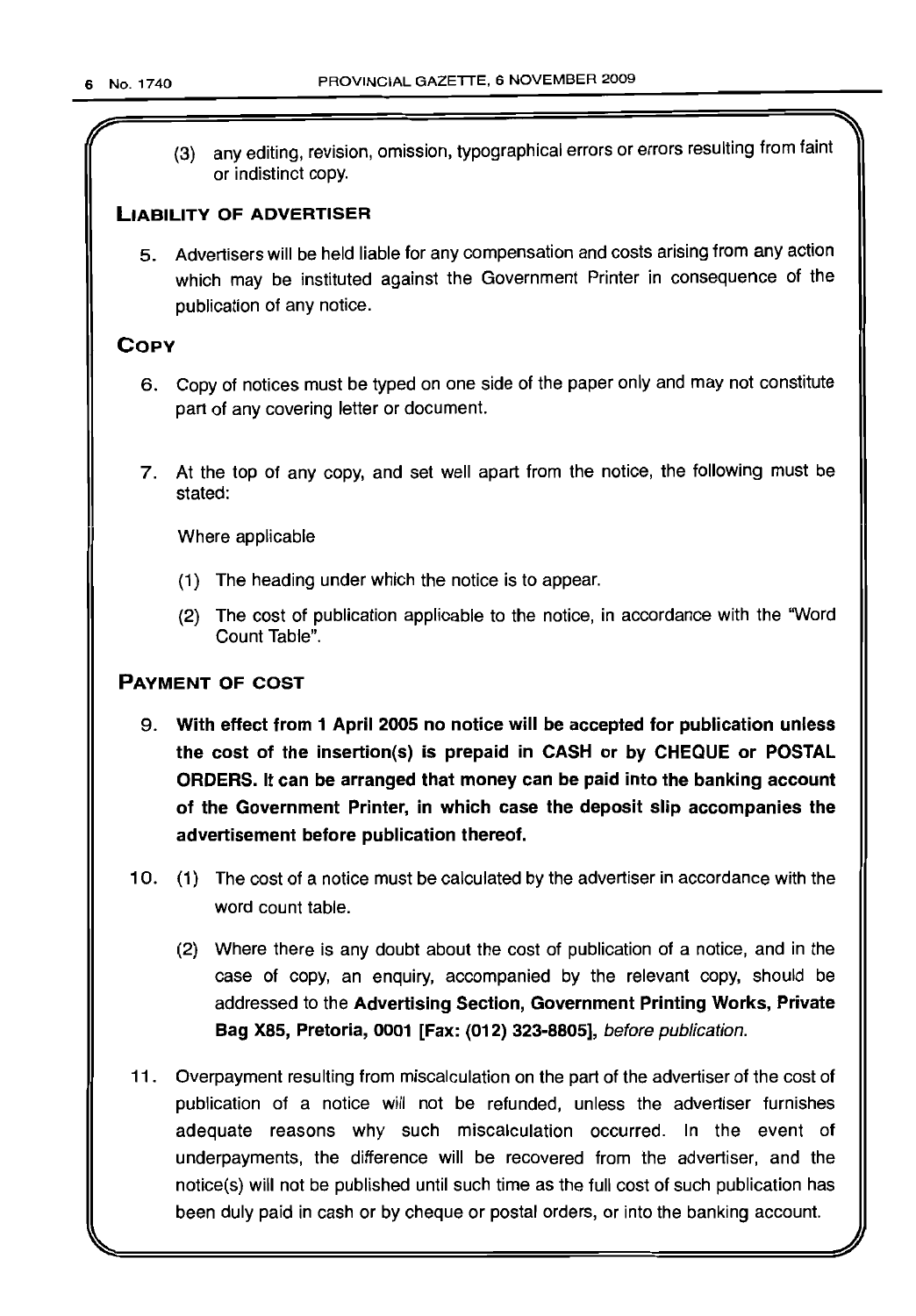(3) any editing, revision, omission, typographical errors or errors resulting from faint or indistinct copy.

## LIABILITY OF ADVERTISER

5. Advertisers will be held liable for any compensation and costs arising from any action which may be instituted against the Government Printer in consequence of the publication of any notice.

## COPY

6. Copy of notices must be typed on one side of the paper only and may not constitute part of any covering letter or document.

7. At the top of any copy, and set well apart from the notice, the following must be stated:

   Where applicable

   (1) The heading under which the notice is to appear.

   (2) The cost of publication applicable to the notice, in accordance with the "Word Count Table".

## PAYMENT OF COST

9. **With effect from 1 April 2005 no notice will be accepted for publication unless the cost of the insertion(s) is prepaid in CASH or by CHEQUE or POSTAL ORDERS. It can be arranged that money can be paid into the banking account of the Government Printer, in which case the deposit slip accompanies the advertisement before publication thereof.**

10. (1) The cost of a notice must be calculated by the advertiser in accordance with the word count table.

    (2) Where there is any doubt about the cost of publication of a notice, and in the case of copy, an enquiry, accompanied by the relevant copy, should be addressed to the **Advertising Section, Government Printing Works, Private Bag X85, Pretoria, 0001 [Fax: (012) 323-8805]**, *before publication.*

11. Overpayment resulting from miscalculation on the part of the advertiser of the cost of publication of a notice will not be refunded, unless the advertiser furnishes adequate reasons why such miscalculation occurred. In the event of underpayments, the difference will be recovered from the advertiser, and the notice(s) will not be published until such time as the full cost of such publication has been duly paid in cash or by cheque or postal orders, or into the banking account.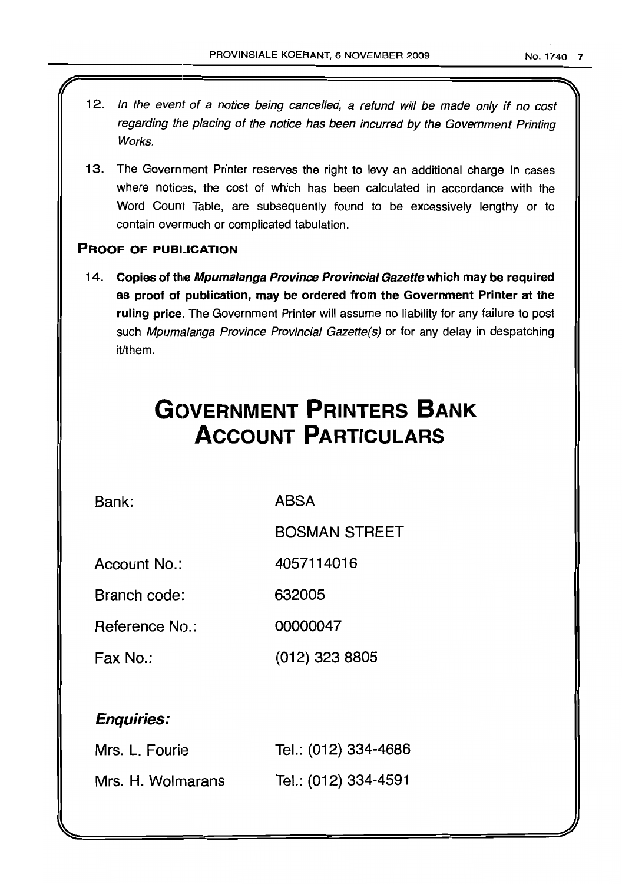12. *In the event of a notice being cancelled, a refund will be made only if no cost regarding the placing of the notice has been incurred by the Government Printing Works.*

13. The Government Printer reserves the right to levy an additional charge in cases where notices, the cost of which has been calculated in accordance with the Word Count Table, are subsequently found to be excessively lengthy or to contain overmuch or complicated tabulation.

### PROOF OF PUBLICATION

14. **Copies of the *Mpumalanga Province Provincial Gazette* which may be required as proof of publication, may be ordered from the Government Printer at the ruling price.** The Government Printer will assume no liability for any failure to post such *Mpumalanga Province Provincial Gazette(s)* or for any delay in despatching it/them.

# GOVERNMENT PRINTERS BANK ACCOUNT PARTICULARS

| | |
|---|---|
| Bank: | ABSA |
| | BOSMAN STREET |
| Account No.: | 4057114016 |
| Branch code: | 632005 |
| Reference No.: | 00000047 |
| Fax No.: | (012) 323 8805 |

***Enquiries:***

| | |
|---|---|
| Mrs. L. Fourie | Tel.: (012) 334-4686 |
| Mrs. H. Wolmarans | Tel.: (012) 334-4591 |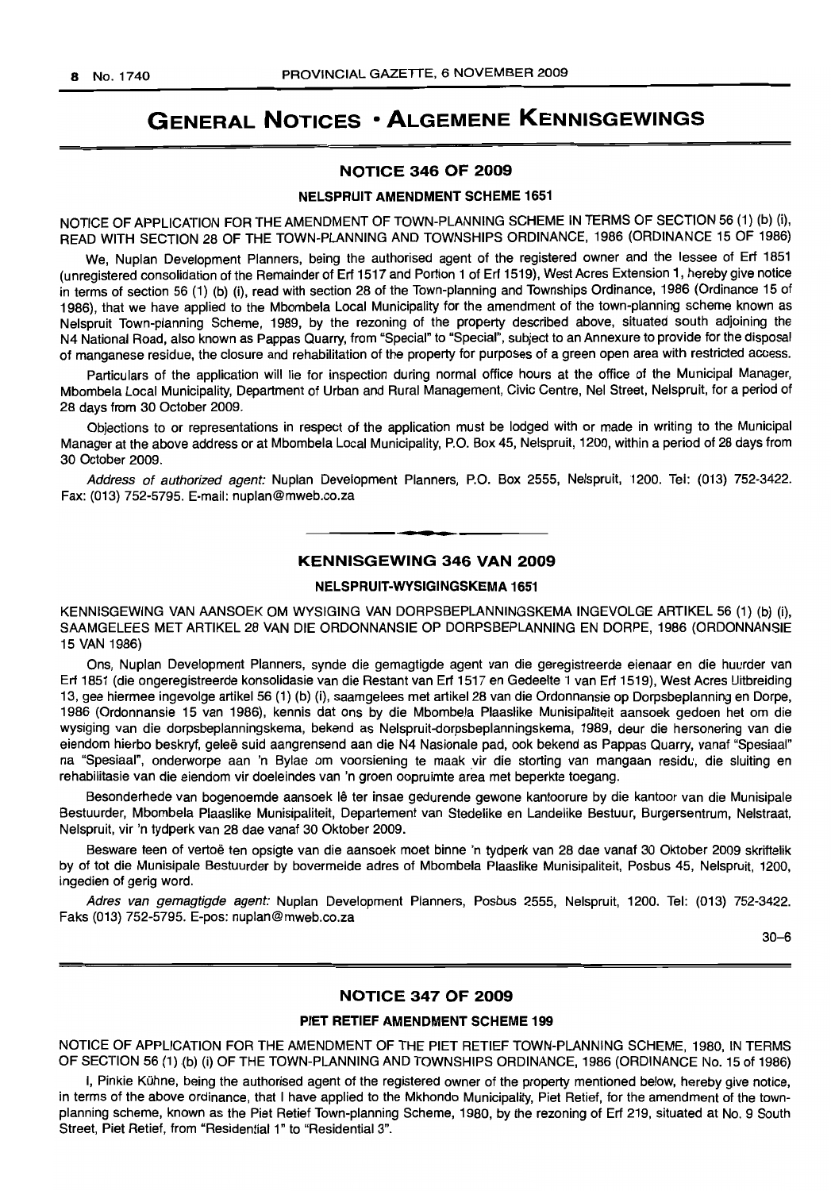# GENERAL NOTICES • ALGEMENE KENNISGEWINGS

## NOTICE 346 OF 2009

### NELSPRUIT AMENDMENT SCHEME 1651

NOTICE OF APPLICATION FOR THE AMENDMENT OF TOWN-PLANNING SCHEME IN TERMS OF SECTION 56 (1) (b) (i), READ WITH SECTION 28 OF THE TOWN-PLANNING AND TOWNSHIPS ORDINANCE, 1986 (ORDINANCE 15 OF 1986)

We, Nuplan Development Planners, being the authorised agent of the registered owner and the lessee of Erf 1851 (unregistered consolidation of the Remainder of Erf 1517 and Portion 1 of Erf 1519), West Acres Extension 1, hereby give notice in terms of section 56 (1) (b) (i), read with section 28 of the Town-planning and Townships Ordinance, 1986 (Ordinance 15 of 1986), that we have applied to the Mbombela Local Municipality for the amendment of the town-planning scheme known as Nelspruit Town-planning Scheme, 1989, by the rezoning of the property described above, situated south adjoining the N4 National Road, also known as Pappas Quarry, from "Special" to "Special", subject to an Annexure to provide for the disposal of manganese residue, the closure and rehabilitation of the property for purposes of a green open area with restricted access.

Particulars of the application will lie for inspection during normal office hours at the office of the Municipal Manager, Mbombela Local Municipality, Department of Urban and Rural Management, Civic Centre, Nel Street, Nelspruit, for a period of 28 days from 30 October 2009.

Objections to or representations in respect of the application must be lodged with or made in writing to the Municipal Manager at the above address or at Mbombela Local Municipality, P.O. Box 45, Nelspruit, 1200, within a period of 28 days from 30 October 2009.

*Address of authorized agent:* Nuplan Development Planners, P.O. Box 2555, Nelspruit, 1200. Tel: (013) 752-3422. Fax: (013) 752-5795. E-mail: nuplan@mweb.co.za

---

## KENNISGEWING 346 VAN 2009

### NELSPRUIT-WYSIGINGSKEMA 1651

KENNISGEWING VAN AANSOEK OM WYSIGING VAN DORPSBEPLANNINGSKEMA INGEVOLGE ARTIKEL 56 (1) (b) (i), SAAMGELEES MET ARTIKEL 28 VAN DIE ORDONNANSIE OP DORPSBEPLANNING EN DORPE, 1986 (ORDONNANSIE 15 VAN 1986)

Ons, Nuplan Development Planners, synde die gemagtigde agent van die geregistreerde eienaar en die huurder van Erf 1851 (die ongeregistreerde konsolidasie van die Restant van Erf 1517 en Gedeelte 1 van Erf 1519), West Acres Uitbreiding 13, gee hiermee ingevolge artikel 56 (1) (b) (i), saamgelees met artikel 28 van die Ordonnansie op Dorpsbeplanning en Dorpe, 1986 (Ordonnansie 15 van 1986), kennis dat ons by die Mbombela Plaaslike Munisipaliteit aansoek gedoen het om die wysiging van die dorpsbeplanningskema, bekend as Nelspruit-dorpsbeplanningskema, 1989, deur die hersonering van die eiendom hierbo beskryf, geleë suid aangrensend aan die N4 Nasionale pad, ook bekend as Pappas Quarry, vanaf "Spesiaal" na "Spesiaal", onderworpe aan 'n Bylae om voorsiening te maak vir die storting van mangaan residu, die sluiting en rehabilitasie van die eiendom vir doeleindes van 'n groen oopruimte area met beperkte toegang.

Besonderhede van bogenoemde aansoek lê ter insae gedurende gewone kantoorure by die kantoor van die Munisipale Bestuurder, Mbombela Plaaslike Munisipaliteit, Departement van Stedelike en Landelike Bestuur, Burgersentrum, Nelstraat, Nelspruit, vir 'n tydperk van 28 dae vanaf 30 Oktober 2009.

Besware teen of vertoë ten opsigte van die aansoek moet binne 'n tydperk van 28 dae vanaf 30 Oktober 2009 skriftelik by of tot die Munisipale Bestuurder by bovermelde adres of Mbombela Plaaslike Munisipaliteit, Posbus 45, Nelspruit, 1200, ingedien of gerig word.

*Adres van gemagtigde agent:* Nuplan Development Planners, Posbus 2555, Nelspruit, 1200. Tel: (013) 752-3422. Faks (013) 752-5795. E-pos: nuplan@mweb.co.za

30–6

---

## NOTICE 347 OF 2009

### PIET RETIEF AMENDMENT SCHEME 199

NOTICE OF APPLICATION FOR THE AMENDMENT OF THE PIET RETIEF TOWN-PLANNING SCHEME, 1980, IN TERMS OF SECTION 56 (1) (b) (i) OF THE TOWN-PLANNING AND TOWNSHIPS ORDINANCE, 1986 (ORDINANCE No. 15 of 1986)

I, Pinkie Kühne, being the authorised agent of the registered owner of the property mentioned below, hereby give notice, in terms of the above ordinance, that I have applied to the Mkhondo Municipality, Piet Retief, for the amendment of the town-planning scheme, known as the Piet Retief Town-planning Scheme, 1980, by the rezoning of Erf 219, situated at No. 9 South Street, Piet Retief, from "Residential 1" to "Residential 3".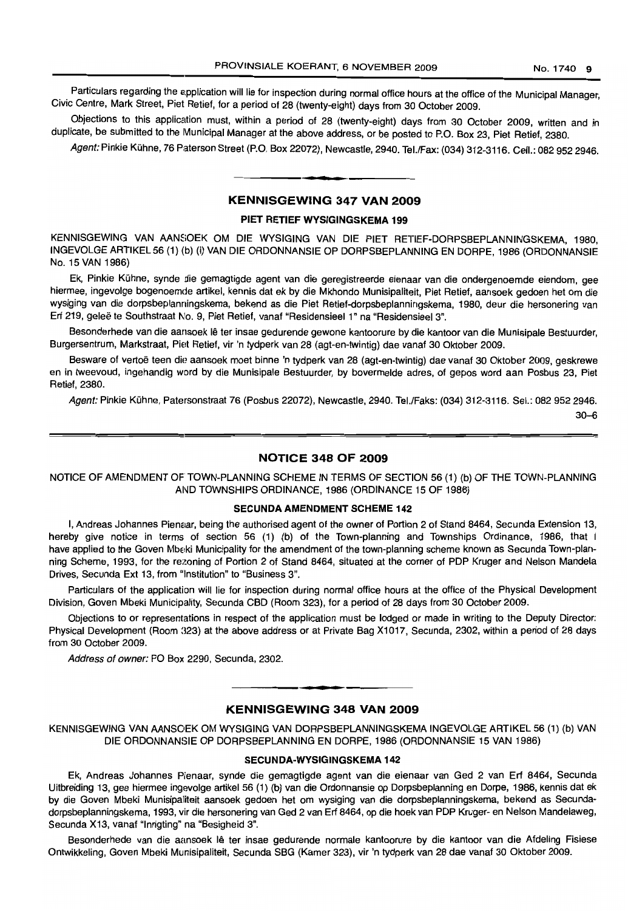Particulars regarding the application will lie for inspection during normal office hours at the office of the Municipal Manager, Civic Centre, Mark Street, Piet Retief, for a period of 28 (twenty-eight) days from 30 October 2009.

Objections to this application must, within a period of 28 (twenty-eight) days from 30 October 2009, written and in duplicate, be submitted to the Municipal Manager at the above address, or be posted to P.O. Box 23, Piet Retief, 2380.

*Agent:* Pinkie Kühne, 76 Paterson Street (P.O. Box 22072), Newcastle, 2940. Tel./Fax: (034) 312-3116. Cell.: 082 952 2946.

## KENNISGEWING 347 VAN 2009

### PIET RETIEF WYSIGINGSKEMA 199

KENNISGEWING VAN AANSOEK OM DIE WYSIGING VAN DIE PIET RETIEF-DORPSBEPLANNINGSKEMA, 1980, INGEVOLGE ARTIKEL 56 (1) (b) (i) VAN DIE ORDONNANSIE OP DORPSBEPLANNING EN DORPE, 1986 (ORDONNANSIE No. 15 VAN 1986)

Ek, Pinkie Kühne, synde die gemagtigde agent van die geregistreerde eienaar van die ondergenoemde eiendom, gee hiermee, ingevolge bogenoemde artikel, kennis dat ek by die Mkhondo Munisipaliteit, Piet Retief, aansoek gedoen het om die wysiging van die dorpsbeplanningskema, bekend as die Piet Retief-dorpsbeplanningskema, 1980, deur die hersonering van Erf 219, geleë te Southstraat No. 9, Piet Retief, vanaf "Residensieel 1" na "Residensieel 3".

Besonderhede van die aansoek lê ter insae gedurende gewone kantoorure by die kantoor van die Munisipale Bestuurder, Burgersentrum, Markstraat, Piet Retief, vir 'n tydperk van 28 (agt-en-twintig) dae vanaf 30 Oktober 2009.

Besware of vertoë teen die aansoek moet binne 'n tydperk van 28 (agt-en-twintig) dae vanaf 30 Oktober 2009, geskrewe en in tweevoud, ingehandig word by die Munisipale Bestuurder, by bovermelde adres, of gepos word aan Posbus 23, Piet Retief, 2380.

*Agent:* Pinkie Kühne, Patersonstraat 76 (Posbus 22072), Newcastle, 2940. Tel./Faks: (034) 312-3116. Sel.: 082 952 2946.

30–6

## NOTICE 348 OF 2009

NOTICE OF AMENDMENT OF TOWN-PLANNING SCHEME IN TERMS OF SECTION 56 (1) (b) OF THE TOWN-PLANNING AND TOWNSHIPS ORDINANCE, 1986 (ORDINANCE 15 OF 1986)

### SECUNDA AMENDMENT SCHEME 142

I, Andreas Johannes Pienaar, being the authorised agent of the owner of Portion 2 of Stand 8464, Secunda Extension 13, hereby give notice in terms of section 56 (1) (b) of the Town-planning and Townships Ordinance, 1986, that I have applied to the Goven Mbeki Municipality for the amendment of the town-planning scheme known as Secunda Town-planning Scheme, 1993, for the rezoning of Portion 2 of Stand 8464, situated at the corner of PDP Kruger and Nelson Mandela Drives, Secunda Ext 13, from "Institution" to "Business 3".

Particulars of the application will lie for inspection during normal office hours at the office of the Physical Development Division, Goven Mbeki Municipality, Secunda CBD (Room 323), for a period of 28 days from 30 October 2009.

Objections to or representations in respect of the application must be lodged or made in writing to the Deputy Director: Physical Development (Room 323) at the above address or at Private Bag X1017, Secunda, 2302, within a period of 28 days from 30 October 2009.

*Address of owner:* PO Box 2290, Secunda, 2302.

## KENNISGEWING 348 VAN 2009

KENNISGEWING VAN AANSOEK OM WYSIGING VAN DORPSBEPLANNINGSKEMA INGEVOLGE ARTIKEL 56 (1) (b) VAN DIE ORDONNANSIE OP DORPSBEPLANNING EN DORPE, 1986 (ORDONNANSIE 15 VAN 1986)

### SECUNDA-WYSIGINGSKEMA 142

Ek, Andreas Johannes Pienaar, synde die gemagtigde agent van die eienaar van Ged 2 van Erf 8464, Secunda Uitbreiding 13, gee hiermee ingevolge artikel 56 (1) (b) van die Ordonnansie op Dorpsbeplanning en Dorpe, 1986, kennis dat ek by die Goven Mbeki Munisipaliteit aansoek gedoen het om wysiging van die dorpsbeplanningskema, bekend as Secunda-dorpsbeplanningskema, 1993, vir die hersonering van Ged 2 van Erf 8464, op die hoek van PDP Kruger- en Nelson Mandelaweg, Secunda X13, vanaf "Inrigting" na "Besigheid 3".

Besonderhede van die aansoek lê ter insae gedurende normale kantoorure by die kantoor van die Afdeling Fisiese Ontwikkeling, Goven Mbeki Munisipaliteit, Secunda SBG (Kamer 323), vir 'n tydperk van 28 dae vanaf 30 Oktober 2009.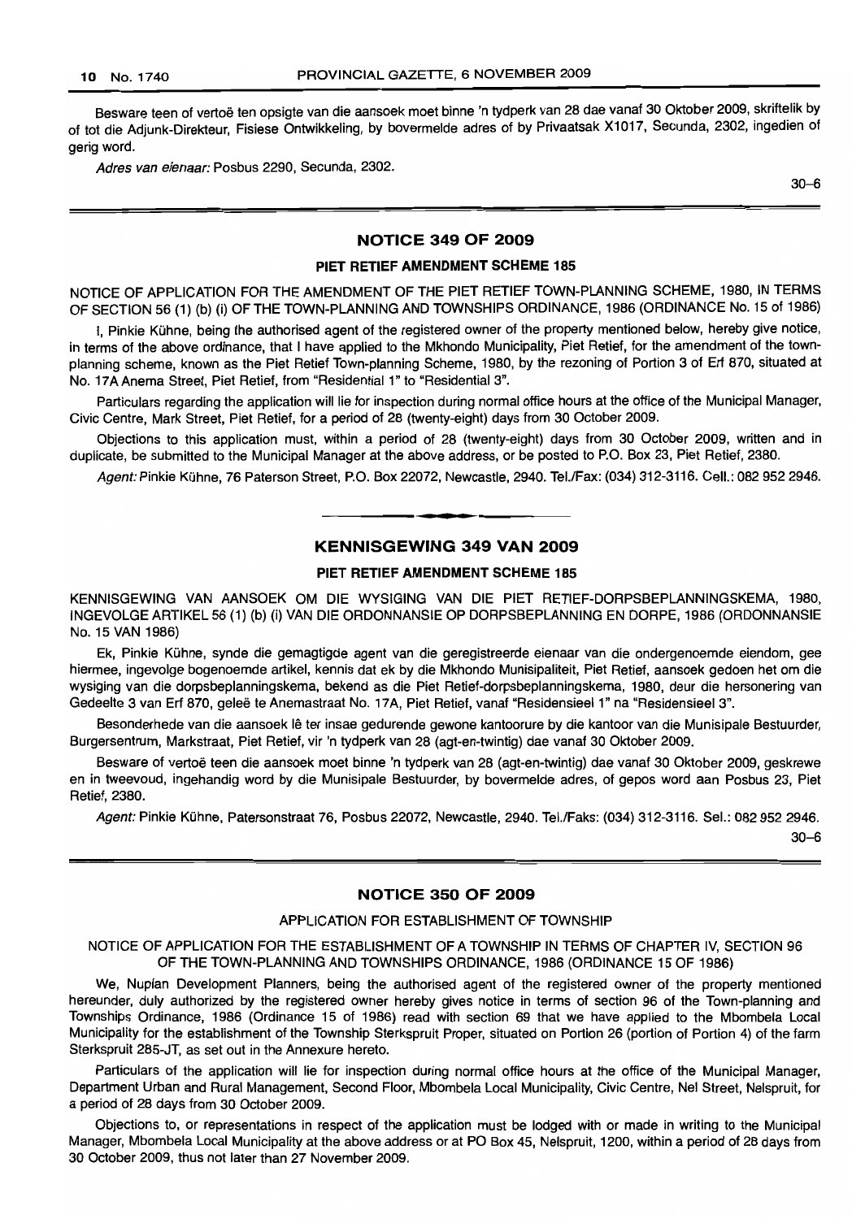Besware teen of vertoë ten opsigte van die aansoek moet binne 'n tydperk van 28 dae vanaf 30 Oktober 2009, skriftelik by of tot die Adjunk-Direkteur, Fisiese Ontwikkeling, by bovermelde adres of by Privaatsak X1017, Secunda, 2302, ingedien of gerig word.

*Adres van eienaar:* Posbus 2290, Secunda, 2302.

30–6

## NOTICE 349 OF 2009

### PIET RETIEF AMENDMENT SCHEME 185

NOTICE OF APPLICATION FOR THE AMENDMENT OF THE PIET RETIEF TOWN-PLANNING SCHEME, 1980, IN TERMS OF SECTION 56 (1) (b) (i) OF THE TOWN-PLANNING AND TOWNSHIPS ORDINANCE, 1986 (ORDINANCE No. 15 of 1986)

I, Pinkie Kühne, being the authorised agent of the registered owner of the property mentioned below, hereby give notice, in terms of the above ordinance, that I have applied to the Mkhondo Municipality, Piet Retief, for the amendment of the town-planning scheme, known as the Piet Retief Town-planning Scheme, 1980, by the rezoning of Portion 3 of Erf 870, situated at No. 17A Anema Street, Piet Retief, from "Residential 1" to "Residential 3".

Particulars regarding the application will lie for inspection during normal office hours at the office of the Municipal Manager, Civic Centre, Mark Street, Piet Retief, for a period of 28 (twenty-eight) days from 30 October 2009.

Objections to this application must, within a period of 28 (twenty-eight) days from 30 October 2009, written and in duplicate, be submitted to the Municipal Manager at the above address, or be posted to P.O. Box 23, Piet Retief, 2380.

*Agent:* Pinkie Kühne, 76 Paterson Street, P.O. Box 22072, Newcastle, 2940. Tel./Fax: (034) 312-3116. Cell.: 082 952 2946.

---

## KENNISGEWING 349 VAN 2009

### PIET RETIEF AMENDMENT SCHEME 185

KENNISGEWING VAN AANSOEK OM DIE WYSIGING VAN DIE PIET RETIEF-DORPSBEPLANNINGSKEMA, 1980, INGEVOLGE ARTIKEL 56 (1) (b) (i) VAN DIE ORDONNANSIE OP DORPSBEPLANNING EN DORPE, 1986 (ORDONNANSIE No. 15 VAN 1986)

Ek, Pinkie Kühne, synde die gemagtigde agent van die geregistreerde eienaar van die ondergenoemde eiendom, gee hiermee, ingevolge bogenoemde artikel, kennis dat ek by die Mkhondo Munisipaliteit, Piet Retief, aansoek gedoen het om die wysiging van die dorpsbeplanningskema, bekend as die Piet Retief-dorpsbeplanningskema, 1980, deur die hersonering van Gedeelte 3 van Erf 870, geleë te Anemastraat No. 17A, Piet Retief, vanaf "Residensieel 1" na "Residensieel 3".

Besonderhede van die aansoek lê ter insae gedurende gewone kantoorure by die kantoor van die Munisipale Bestuurder, Burgersentrum, Markstraat, Piet Retief, vir 'n tydperk van 28 (agt-en-twintig) dae vanaf 30 Oktober 2009.

Besware of vertoë teen die aansoek moet binne 'n tydperk van 28 (agt-en-twintig) dae vanaf 30 Oktober 2009, geskrewe en in tweevoud, ingehandig word by die Munisipale Bestuurder, by bovermelde adres, of gepos word aan Posbus 23, Piet Retief, 2380.

*Agent:* Pinkie Kühne, Patersonstraat 76, Posbus 22072, Newcastle, 2940. Tel./Faks: (034) 312-3116. Sel.: 082 952 2946.

30–6

## NOTICE 350 OF 2009

APPLICATION FOR ESTABLISHMENT OF TOWNSHIP

NOTICE OF APPLICATION FOR THE ESTABLISHMENT OF A TOWNSHIP IN TERMS OF CHAPTER IV, SECTION 96 OF THE TOWN-PLANNING AND TOWNSHIPS ORDINANCE, 1986 (ORDINANCE 15 OF 1986)

We, Nuplan Development Planners, being the authorised agent of the registered owner of the property mentioned hereunder, duly authorized by the registered owner hereby gives notice in terms of section 96 of the Town-planning and Townships Ordinance, 1986 (Ordinance 15 of 1986) read with section 69 that we have applied to the Mbombela Local Municipality for the establishment of the Township Sterkspruit Proper, situated on Portion 26 (portion of Portion 4) of the farm Sterkspruit 285-JT, as set out in the Annexure hereto.

Particulars of the application will lie for inspection during normal office hours at the office of the Municipal Manager, Department Urban and Rural Management, Second Floor, Mbombela Local Municipality, Civic Centre, Nel Street, Nelspruit, for a period of 28 days from 30 October 2009.

Objections to, or representations in respect of the application must be lodged with or made in writing to the Municipal Manager, Mbombela Local Municipality at the above address or at PO Box 45, Nelspruit, 1200, within a period of 28 days from 30 October 2009, thus not later than 27 November 2009.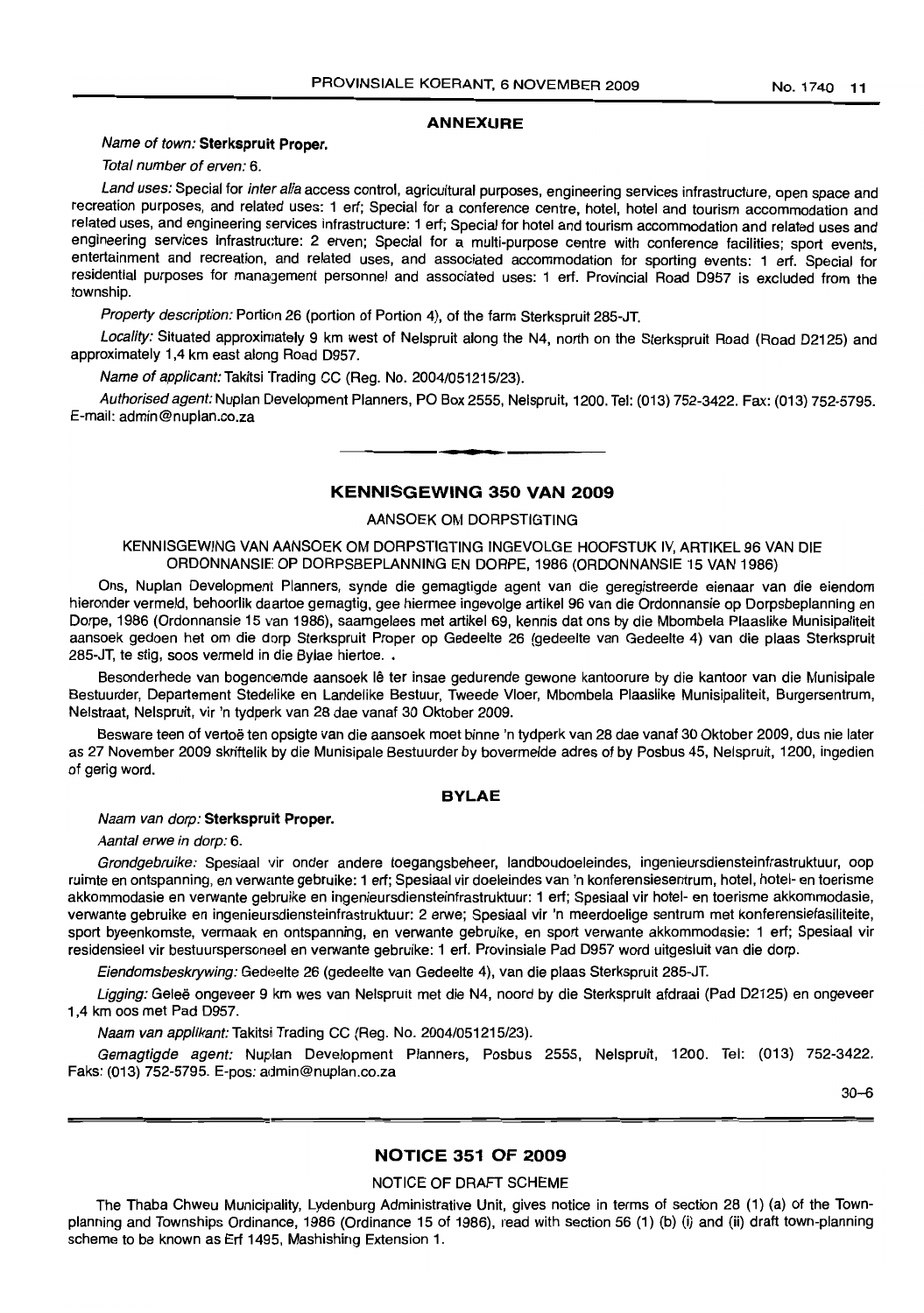## ANNEXURE

*Name of town:* **Sterkspruit Proper.**

*Total number of erven:* 6.

*Land uses:* Special for *inter alia* access control, agricultural purposes, engineering services infrastructure, open space and recreation purposes, and related uses: 1 erf; Special for a conference centre, hotel, hotel and tourism accommodation and related uses, and engineering services infrastructure: 1 erf; Special for hotel and tourism accommodation and related uses and engineering services infrastructure: 2 erven; Special for a multi-purpose centre with conference facilities; sport events, entertainment and recreation, and related uses, and associated accommodation for sporting events: 1 erf. Special for residential purposes for management personnel and associated uses: 1 erf. Provincial Road D957 is excluded from the township.

*Property description:* Portion 26 (portion of Portion 4), of the farm Sterkspruit 285-JT.

*Locality:* Situated approximately 9 km west of Nelspruit along the N4, north on the Sterkspruit Road (Road D2125) and approximately 1,4 km east along Road D957.

*Name of applicant:* Takitsi Trading CC (Reg. No. 2004/051215/23).

*Authorised agent:* Nuplan Development Planners, PO Box 2555, Nelspruit, 1200. Tel: (013) 752-3422. Fax: (013) 752-5795. E-mail: admin@nuplan.co.za

---

## KENNISGEWING 350 VAN 2009

AANSOEK OM DORPSTIGTING

KENNISGEWING VAN AANSOEK OM DORPSTIGTING INGEVOLGE HOOFSTUK IV, ARTIKEL 96 VAN DIE ORDONNANSIE OP DORPSBEPLANNING EN DORPE, 1986 (ORDONNANSIE 15 VAN 1986)

Ons, Nuplan Development Planners, synde die gemagtigde agent van die geregistreerde eienaar van die eiendom hieronder vermeld, behoorlik daartoe gemagtig, gee hiermee ingevolge artikel 96 van die Ordonnansie op Dorpsbeplanning en Dorpe, 1986 (Ordonnansie 15 van 1986), saamgelees met artikel 69, kennis dat ons by die Mbombela Plaaslike Munisipaliteit aansoek gedoen het om die dorp Sterkspruit Proper op Gedeelte 26 (gedeelte van Gedeelte 4) van die plaas Sterkspruit 285-JT, te stig, soos vermeld in die Bylae hiertoe. .

Besonderhede van bogenoemde aansoek lê ter insae gedurende gewone kantoorure by die kantoor van die Munisipale Bestuurder, Departement Stedelike en Landelike Bestuur, Tweede Vloer, Mbombela Plaaslike Munisipaliteit, Burgersentrum, Nelstraat, Nelspruit, vir 'n tydperk van 28 dae vanaf 30 Oktober 2009.

Besware teen of vertoë ten opsigte van die aansoek moet binne 'n tydperk van 28 dae vanaf 30 Oktober 2009, dus nie later as 27 November 2009 skriftelik by die Munisipale Bestuurder by bovermelde adres of by Posbus 45, Nelspruit, 1200, ingedien of gerig word.

## BYLAE

*Naam van dorp:* **Sterkspruit Proper.**

*Aantal erwe in dorp:* 6.

*Grondgebruike:* Spesiaal vir onder andere toegangsbeheer, landboudoeleindes, ingenieursdiensteinfrastruktuur, oop ruimte en ontspanning, en verwante gebruike: 1 erf; Spesiaal vir doeleindes van 'n konferensiesentrum, hotel, hotel- en toerisme akkommodasie en verwante gebruike en ingenieursdiensteinfrastruktuur: 1 erf; Spesiaal vir hotel- en toerisme akkommodasie, verwante gebruike en ingenieursdiensteinfrastruktuur: 2 erwe; Spesiaal vir 'n meerdoelige sentrum met konferensiefasiliteite, sport byeenkomste, vermaak en ontspanning, en verwante gebruike, en sport verwante akkommodasie: 1 erf; Spesiaal vir residensieel vir bestuurspersoneel en verwante gebruike: 1 erf. Provinsiale Pad D957 word uitgesluit van die dorp.

*Eiendomsbeskrywing:* Gedeelte 26 (gedeelte van Gedeelte 4), van die plaas Sterkspruit 285-JT.

*Ligging:* Geleë ongeveer 9 km wes van Nelspruit met die N4, noord by die Sterkspruit afdraai (Pad D2125) en ongeveer 1,4 km oos met Pad D957.

*Naam van applikant:* Takitsi Trading CC (Reg. No. 2004/051215/23).

*Gemagtigde agent:* Nuplan Development Planners, Posbus 2555, Nelspruit, 1200. Tel: (013) 752-3422. Faks: (013) 752-5795. E-pos: admin@nuplan.co.za

30–6

---

## NOTICE 351 OF 2009

NOTICE OF DRAFT SCHEME

The Thaba Chweu Municipality, Lydenburg Administrative Unit, gives notice in terms of section 28 (1) (a) of the Town-planning and Townships Ordinance, 1986 (Ordinance 15 of 1986), read with section 56 (1) (b) (i) and (ii) draft town-planning scheme to be known as Erf 1495, Mashishing Extension 1.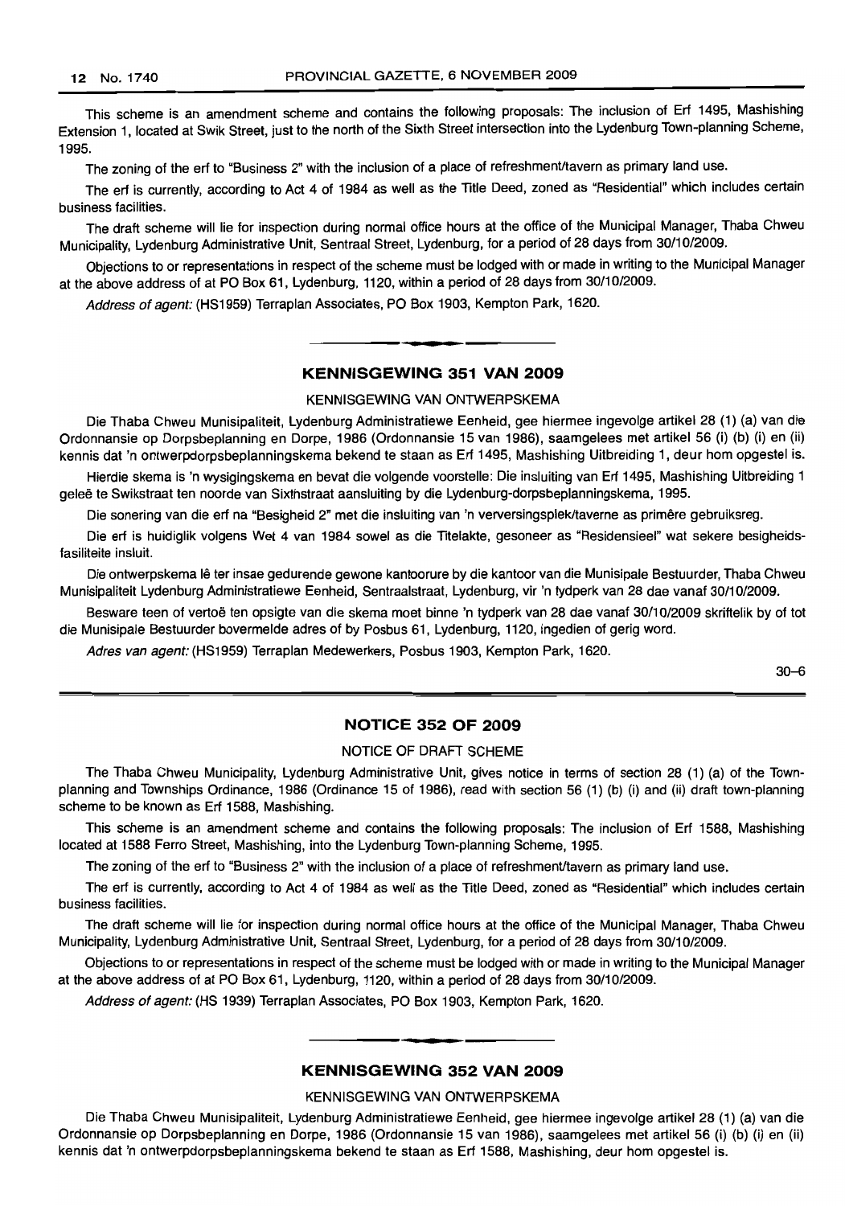This scheme is an amendment scheme and contains the following proposals: The inclusion of Erf 1495, Mashishing Extension 1, located at Swik Street, just to the north of the Sixth Street intersection into the Lydenburg Town-planning Scheme, 1995.

The zoning of the erf to "Business 2" with the inclusion of a place of refreshment/tavern as primary land use.

The erf is currently, according to Act 4 of 1984 as well as the Title Deed, zoned as "Residential" which includes certain business facilities.

The draft scheme will lie for inspection during normal office hours at the office of the Municipal Manager, Thaba Chweu Municipality, Lydenburg Administrative Unit, Sentraal Street, Lydenburg, for a period of 28 days from 30/10/2009.

Objections to or representations in respect of the scheme must be lodged with or made in writing to the Municipal Manager at the above address of at PO Box 61, Lydenburg, 1120, within a period of 28 days from 30/10/2009.

*Address of agent:* (HS1959) Terraplan Associates, PO Box 1903, Kempton Park, 1620.

## KENNISGEWING 351 VAN 2009

KENNISGEWING VAN ONTWERPSKEMA

Die Thaba Chweu Munisipaliteit, Lydenburg Administratiewe Eenheid, gee hiermee ingevolge artikel 28 (1) (a) van die Ordonnansie op Dorpsbeplanning en Dorpe, 1986 (Ordonnansie 15 van 1986), saamgelees met artikel 56 (i) (b) (i) en (ii) kennis dat 'n ontwerpdorpsbeplanningskema bekend te staan as Erf 1495, Mashishing Uitbreiding 1, deur hom opgestel is.

Hierdie skema is 'n wysigingskema en bevat die volgende voorstelle: Die insluiting van Erf 1495, Mashishing Uitbreiding 1 geleë te Swikstraat ten noorde van Sixthstraat aansluiting by die Lydenburg-dorpsbeplanningskema, 1995.

Die sonering van die erf na "Besigheid 2" met die insluiting van 'n verversingsplek/taverne as primêre gebruiksreg.

Die erf is huidiglik volgens Wet 4 van 1984 sowel as die Titelakte, gesoneer as "Residensieel" wat sekere besigheidsfasiliteite insluit.

Die ontwerpskema lê ter insae gedurende gewone kantoorure by die kantoor van die Munisipale Bestuurder, Thaba Chweu Munisipaliteit Lydenburg Administratiewe Eenheid, Sentraalstraat, Lydenburg, vir 'n tydperk van 28 dae vanaf 30/10/2009.

Besware teen of vertoë ten opsigte van die skema moet binne 'n tydperk van 28 dae vanaf 30/10/2009 skriftelik by of tot die Munisipale Bestuurder bovermelde adres of by Posbus 61, Lydenburg, 1120, ingedien of gerig word.

*Adres van agent:* (HS1959) Terraplan Medewerkers, Posbus 1903, Kempton Park, 1620.

30–6

## NOTICE 352 OF 2009

NOTICE OF DRAFT SCHEME

The Thaba Chweu Municipality, Lydenburg Administrative Unit, gives notice in terms of section 28 (1) (a) of the Town-planning and Townships Ordinance, 1986 (Ordinance 15 of 1986), read with section 56 (1) (b) (i) and (ii) draft town-planning scheme to be known as Erf 1588, Mashishing.

This scheme is an amendment scheme and contains the following proposals: The inclusion of Erf 1588, Mashishing located at 1588 Ferro Street, Mashishing, into the Lydenburg Town-planning Scheme, 1995.

The zoning of the erf to "Business 2" with the inclusion of a place of refreshment/tavern as primary land use.

The erf is currently, according to Act 4 of 1984 as well as the Title Deed, zoned as "Residential" which includes certain business facilities.

The draft scheme will lie for inspection during normal office hours at the office of the Municipal Manager, Thaba Chweu Municipality, Lydenburg Administrative Unit, Sentraal Street, Lydenburg, for a period of 28 days from 30/10/2009.

Objections to or representations in respect of the scheme must be lodged with or made in writing to the Municipal Manager at the above address of at PO Box 61, Lydenburg, 1120, within a period of 28 days from 30/10/2009.

*Address of agent:* (HS 1939) Terraplan Associates, PO Box 1903, Kempton Park, 1620.

## KENNISGEWING 352 VAN 2009

KENNISGEWING VAN ONTWERPSKEMA

Die Thaba Chweu Munisipaliteit, Lydenburg Administratiewe Eenheid, gee hiermee ingevolge artikel 28 (1) (a) van die Ordonnansie op Dorpsbeplanning en Dorpe, 1986 (Ordonnansie 15 van 1986), saamgelees met artikel 56 (i) (b) (i) en (ii) kennis dat 'n ontwerpdorpsbeplanningskema bekend te staan as Erf 1588, Mashishing, deur hom opgestel is.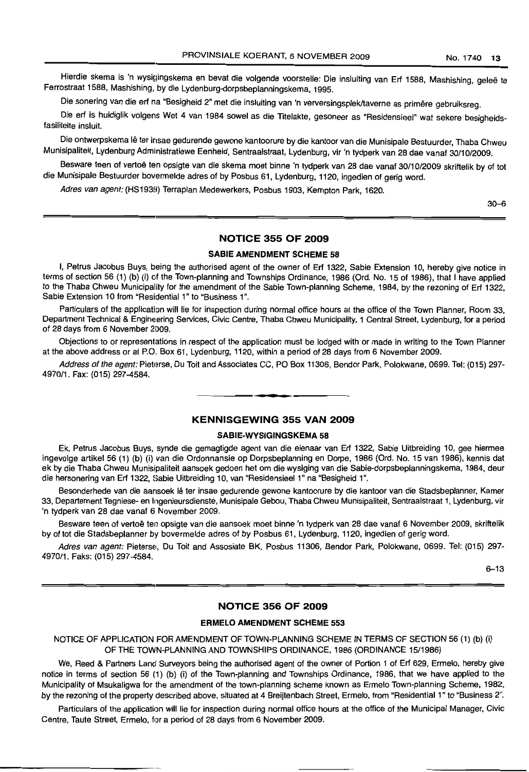Hierdie skema is 'n wysigingskema en bevat die volgende voorstelle: Die insluiting van Erf 1588, Mashishing, geleë te Ferrostraat 1588, Mashishing, by die Lydenburg-dorpsbeplanningskema, 1995.

Die sonering van die erf na "Besigheid 2" met die insluiting van 'n verversingsplek/taverne as primêre gebruiksreg.

Die erf is huidiglik volgens Wet 4 van 1984 sowel as die Titelakte, gesoneer as "Residensieel" wat sekere besigheidsfasiliteite insluit.

Die ontwerpskema lê ter insae gedurende gewone kantoorure by die kantoor van die Munisipale Bestuurder, Thaba Chweu Munisipaliteit, Lydenburg Administratiewe Eenheid, Sentraalstraat, Lydenburg, vir 'n tydperk van 28 dae vanaf 30/10/2009.

Besware teen of vertoë ten opsigte van die skema moet binne 'n tydperk van 28 dae vanaf 30/10/2009 skriftelik by of tot die Munisipale Bestuurder bovermelde adres of by Posbus 61, Lydenburg, 1120, ingedien of gerig word.

*Adres van agent:* (HS1939) Terraplan Medewerkers, Posbus 1903, Kempton Park, 1620.

30–6

## NOTICE 355 OF 2009

### SABIE AMENDMENT SCHEME 58

I, Petrus Jacobus Buys, being the authorised agent of the owner of Erf 1322, Sabie Extension 10, hereby give notice in terms of section 56 (1) (b) (i) of the Town-planning and Townships Ordinance, 1986 (Ord. No. 15 of 1986), that I have applied to the Thaba Chweu Municipality for the amendment of the Sabie Town-planning Scheme, 1984, by the rezoning of Erf 1322, Sabie Extension 10 from "Residential 1" to "Business 1".

Particulars of the application will lie for inspection during normal office hours at the office of the Town Planner, Room 33, Department Technical & Engineering Services, Civic Centre, Thaba Chweu Municipality, 1 Central Street, Lydenburg, for a period of 28 days from 6 November 2009.

Objections to or representations in respect of the application must be lodged with or made in writing to the Town Planner at the above address or at P.O. Box 61, Lydenburg, 1120, within a period of 28 days from 6 November 2009.

*Address of the agent:* Pieterse, Du Toit and Associates CC, PO Box 11306, Bendor Park, Polokwane, 0699. Tel: (015) 297-4970/1. Fax: (015) 297-4584.

## KENNISGEWING 355 VAN 2009

### SABIE-WYSIGINGSKEMA 58

Ek, Petrus Jacobus Buys, synde die gemagtigde agent van die eienaar van Erf 1322, Sabie Uitbreiding 10, gee hiermee ingevolge artikel 56 (1) (b) (i) van die Ordonnansie op Dorpsbeplanning en Dorpe, 1986 (Ord. No. 15 van 1986), kennis dat ek by die Thaba Chweu Munisipaliteit aansoek gedoen het om die wysiging van die Sabie-dorpsbeplanningskema, 1984, deur die hersonering van Erf 1322, Sabie Uitbreiding 10, van "Residensieel 1" na "Besigheid 1".

Besonderhede van die aansoek lê ter insae gedurende gewone kantoorure by die kantoor van die Stadsbeplanner, Kamer 33, Departement Tegniese- en Ingenieursdienste, Munisipale Gebou, Thaba Chweu Munisipaliteit, Sentraalstraat 1, Lydenburg, vir 'n tydperk van 28 dae vanaf 6 November 2009.

Besware teen of vertoë ten opsigte van die aansoek moet binne 'n tydperk van 28 dae vanaf 6 November 2009, skriftelik by of tot die Stadsbeplanner by bovermelde adres of by Posbus 61, Lydenburg, 1120, ingedien of gerig word.

*Adres van agent:* Pieterse, Du Toit and Assosiate BK, Posbus 11306, Bendor Park, Polokwane, 0699. Tel: (015) 297-4970/1. Faks: (015) 297-4584.

6–13

## NOTICE 356 OF 2009

### ERMELO AMENDMENT SCHEME 553

NOTICE OF APPLICATION FOR AMENDMENT OF TOWN-PLANNING SCHEME IN TERMS OF SECTION 56 (1) (b) (i) OF THE TOWN-PLANNING AND TOWNSHIPS ORDINANCE, 1986 (ORDINANCE 15/1986)

We, Reed & Partners Land Surveyors being the authorised agent of the owner of Portion 1 of Erf 629, Ermelo, hereby give notice in terms of section 56 (1) (b) (i) of the Town-planning and Townships Ordinance, 1986, that we have applied to the Municipality of Msukaligwa for the amendment of the town-planning scheme known as Ermelo Town-planning Scheme, 1982, by the rezoning of the property described above, situated at 4 Breijtenbach Street, Ermelo, from "Residential 1" to "Business 2".

Particulars of the application will lie for inspection during normal office hours at the office of the Municipal Manager, Civic Centre, Taute Street, Ermelo, for a period of 28 days from 6 November 2009.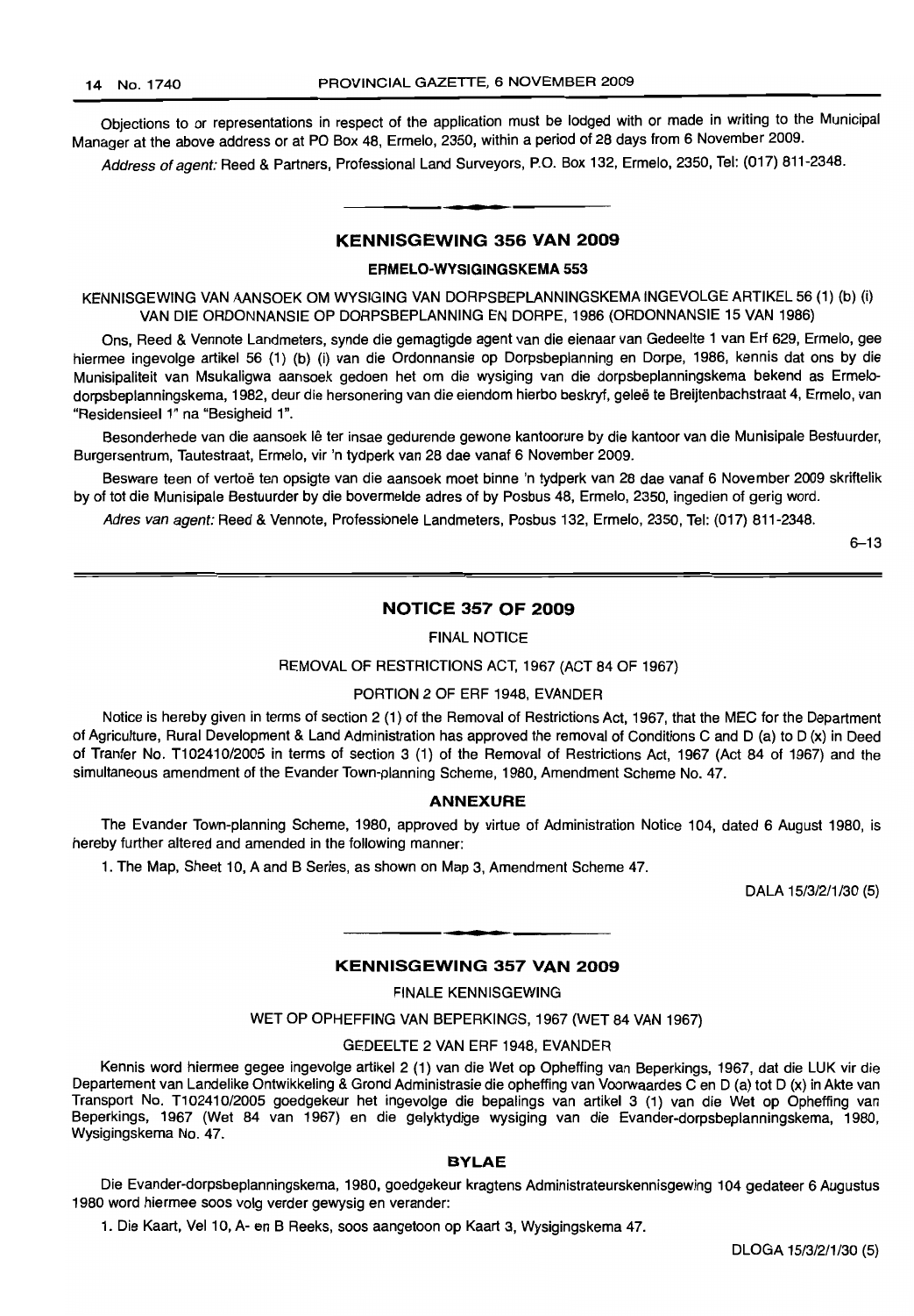Objections to or representations in respect of the application must be lodged with or made in writing to the Municipal Manager at the above address or at PO Box 48, Ermelo, 2350, within a period of 28 days from 6 November 2009.

*Address of agent:* Reed & Partners, Professional Land Surveyors, P.O. Box 132, Ermelo, 2350, Tel: (017) 811-2348.

## KENNISGEWING 356 VAN 2009

### ERMELO-WYSIGINGSKEMA 553

KENNISGEWING VAN AANSOEK OM WYSIGING VAN DORPSBEPLANNINGSKEMA INGEVOLGE ARTIKEL 56 (1) (b) (i) VAN DIE ORDONNANSIE OP DORPSBEPLANNING EN DORPE, 1986 (ORDONNANSIE 15 VAN 1986)

Ons, Reed & Vennote Landmeters, synde die gemagtigde agent van die eienaar van Gedeelte 1 van Erf 629, Ermelo, gee hiermee ingevolge artikel 56 (1) (b) (i) van die Ordonnansie op Dorpsbeplanning en Dorpe, 1986, kennis dat ons by die Munisipaliteit van Msukaligwa aansoek gedoen het om die wysiging van die dorpsbeplanningskema bekend as Ermelo-dorpsbeplanningskema, 1982, deur die hersonering van die eiendom hierbo beskryf, geleë te Breijtenbachstraat 4, Ermelo, van "Residensieel 1" na "Besigheid 1".

Besonderhede van die aansoek lê ter insae gedurende gewone kantoorure by die kantoor van die Munisipale Bestuurder, Burgersentrum, Tautestraat, Ermelo, vir 'n tydperk van 28 dae vanaf 6 November 2009.

Besware teen of vertoë ten opsigte van die aansoek moet binne 'n tydperk van 28 dae vanaf 6 November 2009 skriftelik by of tot die Munisipale Bestuurder by die bovermelde adres of by Posbus 48, Ermelo, 2350, ingedien of gerig word.

*Adres van agent:* Reed & Vennote, Professionele Landmeters, Posbus 132, Ermelo, 2350, Tel: (017) 811-2348.

6–13

## NOTICE 357 OF 2009

FINAL NOTICE

REMOVAL OF RESTRICTIONS ACT, 1967 (ACT 84 OF 1967)

PORTION 2 OF ERF 1948, EVANDER

Notice is hereby given in terms of section 2 (1) of the Removal of Restrictions Act, 1967, that the MEC for the Department of Agriculture, Rural Development & Land Administration has approved the removal of Conditions C and D (a) to D (x) in Deed of Tranfer No. T102410/2005 in terms of section 3 (1) of the Removal of Restrictions Act, 1967 (Act 84 of 1967) and the simultaneous amendment of the Evander Town-planning Scheme, 1980, Amendment Scheme No. 47.

### ANNEXURE

The Evander Town-planning Scheme, 1980, approved by virtue of Administration Notice 104, dated 6 August 1980, is hereby further altered and amended in the following manner:

1. The Map, Sheet 10, A and B Series, as shown on Map 3, Amendment Scheme 47.

DALA 15/3/2/1/30 (5)

## KENNISGEWING 357 VAN 2009

FINALE KENNISGEWING

WET OP OPHEFFING VAN BEPERKINGS, 1967 (WET 84 VAN 1967)

GEDEELTE 2 VAN ERF 1948, EVANDER

Kennis word hiermee gegee ingevolge artikel 2 (1) van die Wet op Opheffing van Beperkings, 1967, dat die LUK vir die Departement van Landelike Ontwikkeling & Grond Administrasie die opheffing van Voorwaardes C en D (a) tot D (x) in Akte van Transport No. T102410/2005 goedgekeur het ingevolge die bepalings van artikel 3 (1) van die Wet op Opheffing van Beperkings, 1967 (Wet 84 van 1967) en die gelyktydige wysiging van die Evander-dorpsbeplanningskema, 1980, Wysigingskema No. 47.

### BYLAE

Die Evander-dorpsbeplanningskema, 1980, goedgekeur kragtens Administrateurskennisgewing 104 gedateer 6 Augustus 1980 word hiermee soos volg verder gewysig en verander:

1. Die Kaart, Vel 10, A- en B Reeks, soos aangetoon op Kaart 3, Wysigingskema 47.

DLOGA 15/3/2/1/30 (5)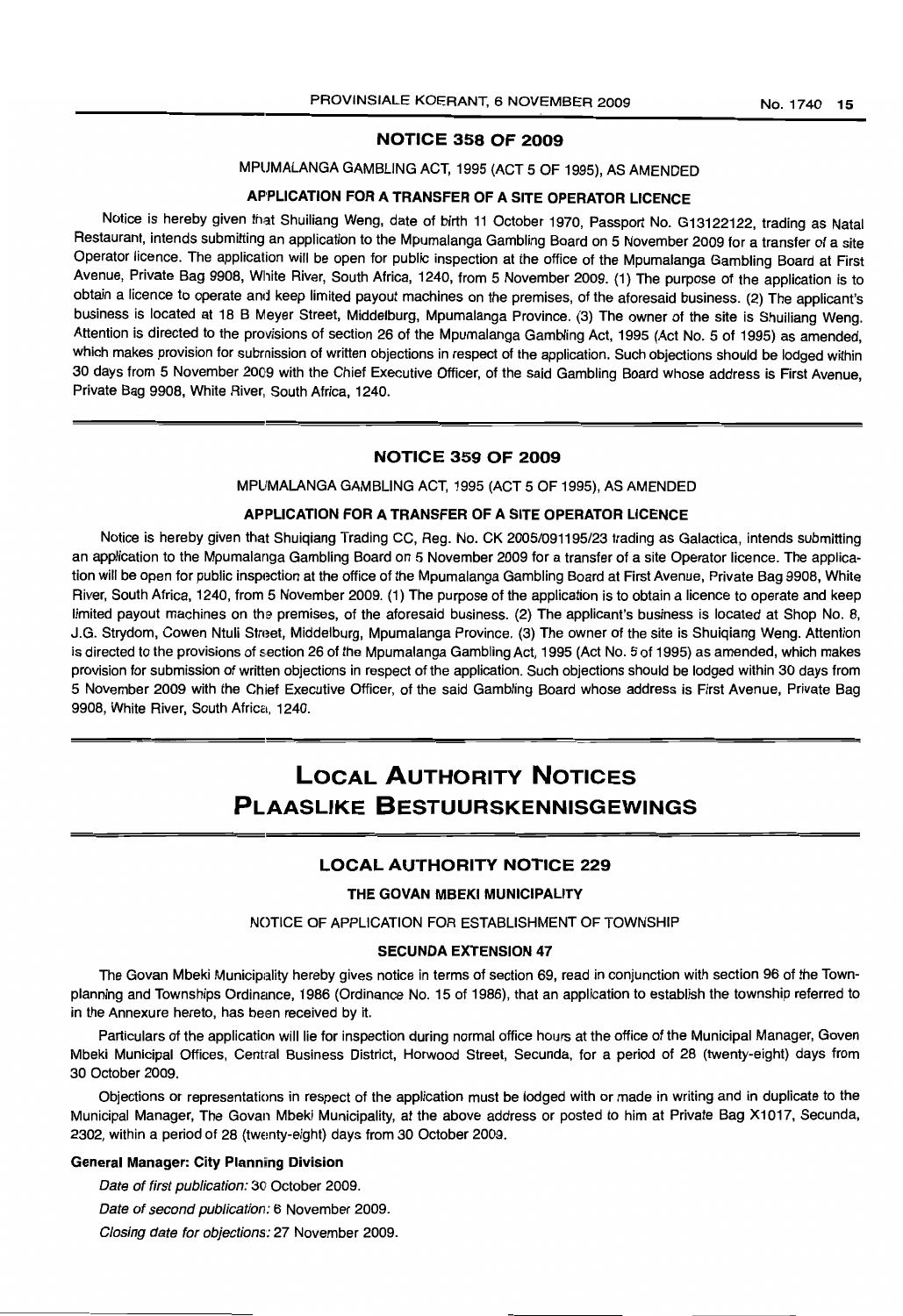## NOTICE 358 OF 2009

MPUMALANGA GAMBLING ACT, 1995 (ACT 5 OF 1995), AS AMENDED

### APPLICATION FOR A TRANSFER OF A SITE OPERATOR LICENCE

Notice is hereby given that Shuiliang Weng, date of birth 11 October 1970, Passport No. G13122122, trading as Natal Restaurant, intends submitting an application to the Mpumalanga Gambling Board on 5 November 2009 for a transfer of a site Operator licence. The application will be open for public inspection at the office of the Mpumalanga Gambling Board at First Avenue, Private Bag 9908, White River, South Africa, 1240, from 5 November 2009. (1) The purpose of the application is to obtain a licence to operate and keep limited payout machines on the premises, of the aforesaid business. (2) The applicant's business is located at 18 B Meyer Street, Middelburg, Mpumalanga Province. (3) The owner of the site is Shuiliang Weng. Attention is directed to the provisions of section 26 of the Mpumalanga Gambling Act, 1995 (Act No. 5 of 1995) as amended, which makes provision for submission of written objections in respect of the application. Such objections should be lodged within 30 days from 5 November 2009 with the Chief Executive Officer, of the said Gambling Board whose address is First Avenue, Private Bag 9908, White River, South Africa, 1240.

## NOTICE 359 OF 2009

MPUMALANGA GAMBLING ACT, 1995 (ACT 5 OF 1995), AS AMENDED

### APPLICATION FOR A TRANSFER OF A SITE OPERATOR LICENCE

Notice is hereby given that Shuiqiang Trading CC, Reg. No. CK 2005/091195/23 trading as Galactica, intends submitting an application to the Mpumalanga Gambling Board on 5 November 2009 for a transfer of a site Operator licence. The application will be open for public inspection at the office of the Mpumalanga Gambling Board at First Avenue, Private Bag 9908, White River, South Africa, 1240, from 5 November 2009. (1) The purpose of the application is to obtain a licence to operate and keep limited payout machines on the premises, of the aforesaid business. (2) The applicant's business is located at Shop No. 8, J.G. Strydom, Cowen Ntuli Street, Middelburg, Mpumalanga Province. (3) The owner of the site is Shuiqiang Weng. Attention is directed to the provisions of section 26 of the Mpumalanga Gambling Act, 1995 (Act No. 5 of 1995) as amended, which makes provision for submission of written objections in respect of the application. Such objections should be lodged within 30 days from 5 November 2009 with the Chief Executive Officer, of the said Gambling Board whose address is First Avenue, Private Bag 9908, White River, South Africa, 1240.

# LOCAL AUTHORITY NOTICES
# PLAASLIKE BESTUURSKENNISGEWINGS

## LOCAL AUTHORITY NOTICE 229

### THE GOVAN MBEKI MUNICIPALITY

NOTICE OF APPLICATION FOR ESTABLISHMENT OF TOWNSHIP

### SECUNDA EXTENSION 47

The Govan Mbeki Municipality hereby gives notice in terms of section 69, read in conjunction with section 96 of the Town-planning and Townships Ordinance, 1986 (Ordinance No. 15 of 1986), that an application to establish the township referred to in the Annexure hereto, has been received by it.

Particulars of the application will lie for inspection during normal office hours at the office of the Municipal Manager, Goven Mbeki Municipal Offices, Central Business District, Horwood Street, Secunda, for a period of 28 (twenty-eight) days from 30 October 2009.

Objections or representations in respect of the application must be lodged with or made in writing and in duplicate to the Municipal Manager, The Govan Mbeki Municipality, at the above address or posted to him at Private Bag X1017, Secunda, 2302, within a period of 28 (twenty-eight) days from 30 October 2009.

**General Manager: City Planning Division**

*Date of first publication:* 30 October 2009.

*Date of second publication:* 6 November 2009.

*Closing date for objections:* 27 November 2009.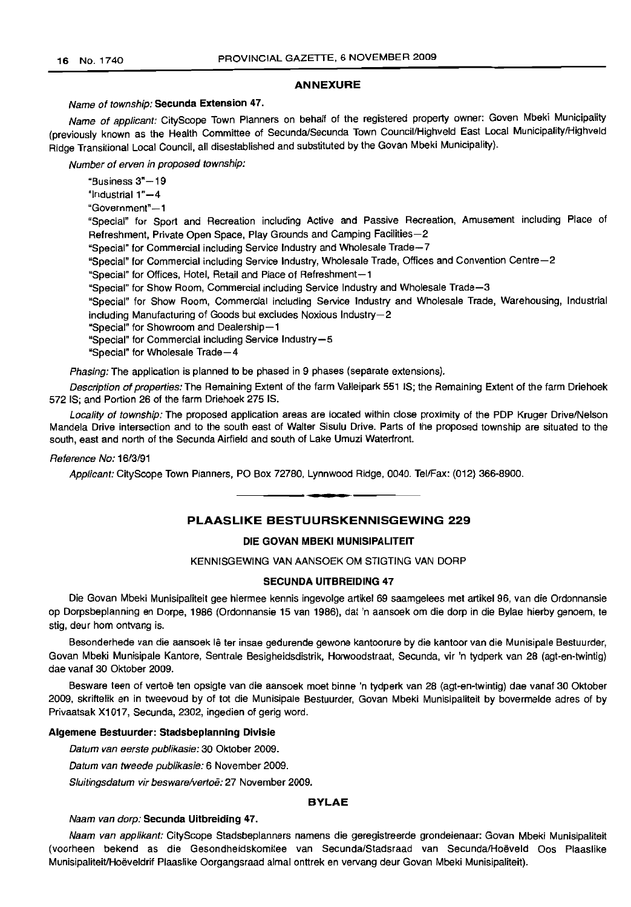## ANNEXURE

*Name of township:* **Secunda Extension 47.**

*Name of applicant:* CityScope Town Planners on behalf of the registered property owner: Goven Mbeki Municipality (previously known as the Health Committee of Secunda/Secunda Town Council/Highveld East Local Municipality/Highveld Ridge Transitional Local Council, all disestablished and substituted by the Govan Mbeki Municipality).

*Number of erven in proposed township:*

"Business 3"—19

"Industrial 1"—4

"Government"—1

"Special" for Sport and Recreation including Active and Passive Recreation, Amusement including Place of Refreshment, Private Open Space, Play Grounds and Camping Facilities—2

"Special" for Commercial including Service Industry and Wholesale Trade—7

"Special" for Commercial including Service Industry, Wholesale Trade, Offices and Convention Centre—2

"Special" for Offices, Hotel, Retail and Place of Refreshment—1

"Special" for Show Room, Commercial including Service Industry and Wholesale Trade—3

"Special" for Show Room, Commercial including Service Industry and Wholesale Trade, Warehousing, Industrial including Manufacturing of Goods but excludes Noxious Industry—2

"Special" for Showroom and Dealership—1

"Special" for Commercial including Service Industry—5

"Special" for Wholesale Trade—4

*Phasing:* The application is planned to be phased in 9 phases (separate extensions).

*Description of properties:* The Remaining Extent of the farm Valleipark 551 IS; the Remaining Extent of the farm Driehoek 572 IS; and Portion 26 of the farm Driehoek 275 IS.

*Locality of township:* The proposed application areas are located within close proximity of the PDP Kruger Drive/Nelson Mandela Drive intersection and to the south east of Walter Sisulu Drive. Parts of the proposed township are situated to the south, east and north of the Secunda Airfield and south of Lake Umuzi Waterfront.

*Reference No:* 16/3/91

*Applicant:* CityScope Town Planners, PO Box 72780, Lynnwood Ridge, 0040. Tel/Fax: (012) 366-8900.

---

## PLAASLIKE BESTUURSKENNISGEWING 229

### DIE GOVAN MBEKI MUNISIPALITEIT

KENNISGEWING VAN AANSOEK OM STIGTING VAN DORP

### SECUNDA UITBREIDING 47

Die Govan Mbeki Munisipaliteit gee hiermee kennis ingevolge artikel 69 saamgelees met artikel 96, van die Ordonnansie op Dorpsbeplanning en Dorpe, 1986 (Ordonnansie 15 van 1986), dat 'n aansoek om die dorp in die Bylae hierby genoem, te stig, deur hom ontvang is.

Besonderhede van die aansoek lê ter insae gedurende gewone kantoorure by die kantoor van die Munisipale Bestuurder, Govan Mbeki Munisipale Kantore, Sentrale Besigheidsdistrik, Horwoodstraat, Secunda, vir 'n tydperk van 28 (agt-en-twintig) dae vanaf 30 Oktober 2009.

Besware teen of vertoë ten opsigte van die aansoek moet binne 'n tydperk van 28 (agt-en-twintig) dae vanaf 30 Oktober 2009, skriftelik en in tweevoud by of tot die Munisipale Bestuurder, Govan Mbeki Munisipaliteit by bovermelde adres of by Privaatsak X1017, Secunda, 2302, ingedien of gerig word.

**Algemene Bestuurder: Stadsbeplanning Divisie**

*Datum van eerste publikasie:* 30 Oktober 2009.

*Datum van tweede publikasie:* 6 November 2009.

*Sluitingsdatum vir besware/vertoë:* 27 November 2009.

## BYLAE

*Naam van dorp:* **Secunda Uitbreiding 47.**

*Naam van applikant:* CityScope Stadsbeplanners namens die geregistreerde grondeienaar: Govan Mbeki Munisipaliteit (voorheen bekend as die Gesondheidskomitee van Secunda/Stadsraad van Secunda/Hoëveld Oos Plaaslike Munisipaliteit/Hoëveldrif Plaaslike Oorgangsraad almal onttrek en vervang deur Govan Mbeki Munisipaliteit).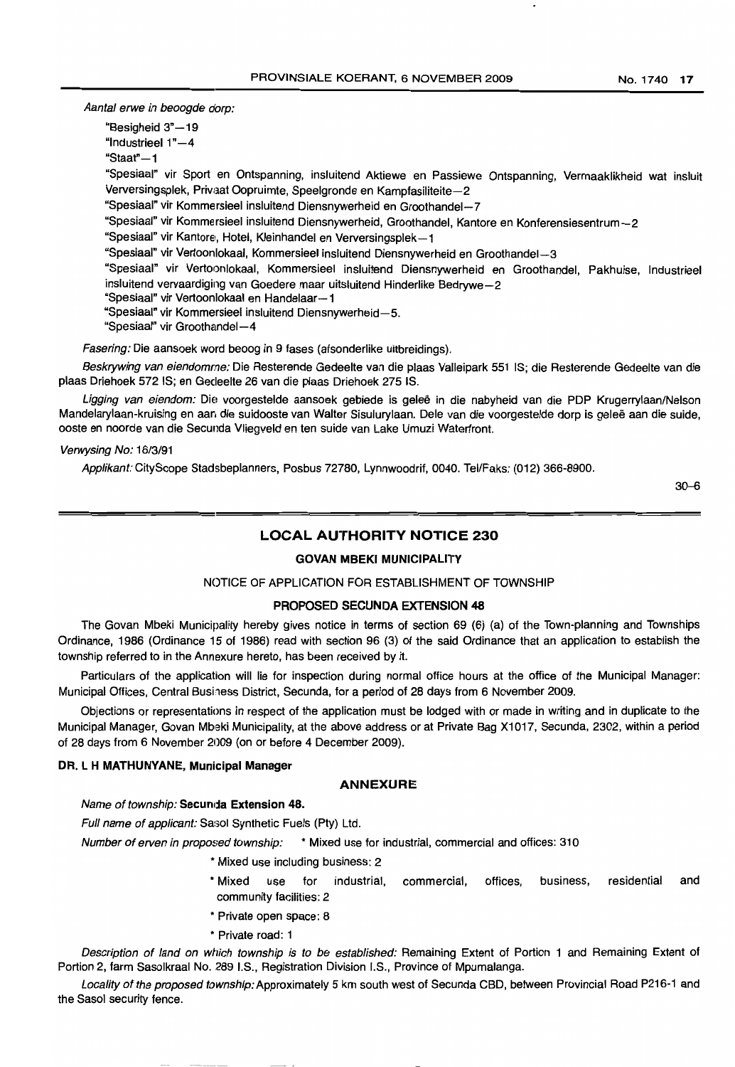*Aantal erwe in beoogde dorp:*

"Besigheid 3"—19

"Industrieel 1"—4

"Staat"—1

"Spesiaal" vir Sport en Ontspanning, insluitend Aktiewe en Passiewe Ontspanning, Vermaaklikheid wat insluit Verversingsplek, Privaat Oopruimte, Speelgronde en Kampfasiliteite—2

"Spesiaal" vir Kommersieel insluitend Diensnywerheid en Groothandel—7

"Spesiaal" vir Kommersieel insluitend Diensnywerheid, Groothandel, Kantore en Konferensiesentrum—2

"Spesiaal" vir Kantore, Hotel, Kleinhandel en Verversingsplek—1

"Spesiaal" vir Vertoonlokaal, Kommersieel insluitend Diensnywerheid en Groothandel—3

"Spesiaal" vir Vertoonlokaal, Kommersieel insluitend Diensnywerheid en Groothandel, Pakhuise, Industrieel insluitend vervaardiging van Goedere maar uitsluitend Hinderlike Bedrywe—2

"Spesiaal" vir Vertoonlokaal en Handelaar—1

"Spesiaal" vir Kommersieel insluitend Diensnywerheid—5.

"Spesiaal" vir Groothandel—4

*Fasering:* Die aansoek word beoog in 9 fases (afsonderlike uitbreidings).

*Beskrywing van eiendomme:* Die Resterende Gedeelte van die plaas Valleipark 551 IS; die Resterende Gedeelte van die plaas Driehoek 572 IS; en Gedeelte 26 van die plaas Driehoek 275 IS.

*Ligging van eiendom:* Die voorgestelde aansoek gebiede is geleë in die nabyheid van die PDP Krugerrylaan/Nelson Mandelarylaan-kruising en aan die suidooste van Walter Sisulurylaan. Dele van die voorgestelde dorp is geleë aan die suide, ooste en noorde van die Secunda Vliegveld en ten suide van Lake Umuzi Waterfront.

*Verwysing No:* 16/3/91

*Applikant:* CityScope Stadsbeplanners, Posbus 72780, Lynnwoodrif, 0040. Tel/Faks: (012) 366-8900.

30–6

## LOCAL AUTHORITY NOTICE 230

### GOVAN MBEKI MUNICIPALITY

NOTICE OF APPLICATION FOR ESTABLISHMENT OF TOWNSHIP

### PROPOSED SECUNDA EXTENSION 48

The Govan Mbeki Municipality hereby gives notice in terms of section 69 (6) (a) of the Town-planning and Townships Ordinance, 1986 (Ordinance 15 of 1986) read with section 96 (3) of the said Ordinance that an application to establish the township referred to in the Annexure hereto, has been received by it.

Particulars of the application will lie for inspection during normal office hours at the office of the Municipal Manager: Municipal Offices, Central Business District, Secunda, for a period of 28 days from 6 November 2009.

Objections or representations in respect of the application must be lodged with or made in writing and in duplicate to the Municipal Manager, Govan Mbeki Municipality, at the above address or at Private Bag X1017, Secunda, 2302, within a period of 28 days from 6 November 2009 (on or before 4 December 2009).

**DR. L H MATHUNYANE, Municipal Manager**

### ANNEXURE

*Name of township:* **Secunda Extension 48.**

*Full name of applicant:* Sasol Synthetic Fuels (Pty) Ltd.

*Number of erven in proposed township:*

* Mixed use for industrial, commercial and offices: 310
* Mixed use including business: 2
* Mixed use for industrial, commercial, offices, business, residential and community facilities: 2
* Private open space: 8
* Private road: 1

*Description of land on which township is to be established:* Remaining Extent of Portion 1 and Remaining Extent of Portion 2, farm Sasolkraal No. 289 I.S., Registration Division I.S., Province of Mpumalanga.

*Locality of the proposed township:* Approximately 5 km south west of Secunda CBD, between Provincial Road P216-1 and the Sasol security fence.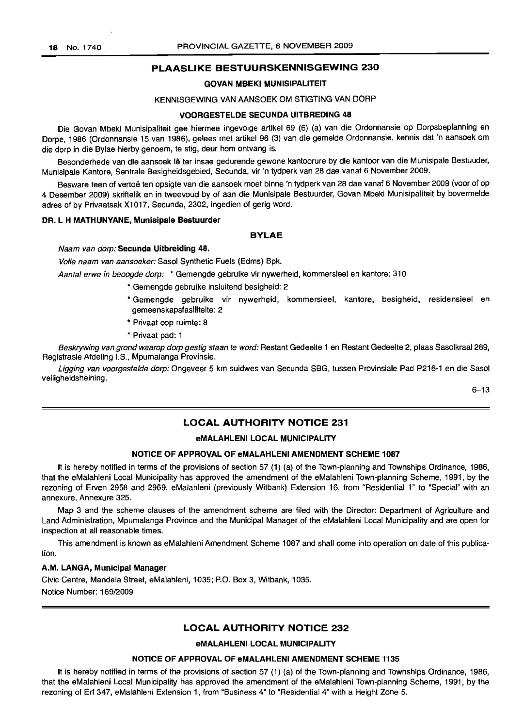## PLAASLIKE BESTUURSKENNISGEWING 230

### GOVAN MBEKI MUNISIPALITEIT

KENNISGEWING VAN AANSOEK OM STIGTING VAN DORP

**VOORGESTELDE SECUNDA UITBREIDING 48**

Die Govan Mbeki Munisipaliteit gee hiermee ingevolge artikel 69 (6) (a) van die Ordonnansie op Dorpsbeplanning en Dorpe, 1986 (Ordonnansie 15 van 1986), gelees met artikel 96 (3) van die gemelde Ordonnansie, kennis dat 'n aansoek om die dorp in die Bylae hierby genoem, te stig, deur hom ontvang is.

Besonderhede van die aansoek lê ter insae gedurende gewone kantoorure by die kantoor van die Munisipale Bestuuder, Munisipale Kantore, Sentrale Besigheidsgebied, Secunda, vir 'n tydperk van 28 dae vanaf 6 November 2009.

Besware teen of vertoë ten opsigte van die aansoek moet binne 'n tydperk van 28 dae vanaf 6 November 2009 (voor of op 4 Desember 2009) skriftelik en in tweevoud by of aan die Munisipale Bestuurder, Govan Mbeki Munisipaliteit by bovermelde adres of by Privaatsak X1017, Secunda, 2302, ingedien of gerig word.

**DR. L H MATHUNYANE, Munisipale Bestuurder**

### BYLAE

*Naam van dorp:* **Secunda Uitbreiding 48.**

*Volle naam van aansoeker:* Sasol Synthetic Fuels (Edms) Bpk.

*Aantal erwe in beoogde dorp:* * Gemengde gebruike vir nywerheid, kommersieel en kantore: 310

* Gemengde gebruike insluitend besigheid: 2
* Gemengde gebruike vir nywerheid, kommersieel, kantore, besigheid, residensieel en gemeenskapsfasiliteite: 2
* Privaat oop ruimte: 8
* Privaat pad: 1

*Beskrywing van grond waarop dorp gestig staan te word:* Restant Gedeelte 1 en Restant Gedeelte 2, plaas Sasolkraal 289, Registrasie Afdeling I.S., Mpumalanga Provinsie.

*Ligging van voorgestelde dorp:* Ongeveer 5 km suidwes van Secunda SBG, tussen Provinsiale Pad P216-1 en die Sasol veiligheidsheining.

6–13

---

## LOCAL AUTHORITY NOTICE 231

### eMALAHLENI LOCAL MUNICIPALITY

**NOTICE OF APPROVAL OF eMALAHLENI AMENDMENT SCHEME 1087**

It is hereby notified in terms of the provisions of section 57 (1) (a) of the Town-planning and Townships Ordinance, 1986, that the eMalahleni Local Municipality has approved the amendment of the eMalahleni Town-planning Scheme, 1991, by the rezoning of Erven 2958 and 2969, eMalahleni (previously Witbank) Extension 16, from "Residential 1" to "Special" with an annexure, Annexure 325.

Map 3 and the scheme clauses of the amendment scheme are filed with the Director: Department of Agriculture and Land Administration, Mpumalanga Province and the Municipal Manager of the eMalahleni Local Municipality and are open for inspection at all reasonable times.

This amendment is known as eMalahleni Amendment Scheme 1087 and shall come into operation on date of this publication.

**A.M. LANGA, Municipal Manager**

Civic Centre, Mandela Street, eMalahleni, 1035; P.O. Box 3, Witbank, 1035.

Notice Number: 169/2009

---

## LOCAL AUTHORITY NOTICE 232

### eMALAHLENI LOCAL MUNICIPALITY

**NOTICE OF APPROVAL OF eMALAHLENI AMENDMENT SCHEME 1135**

It is hereby notified in terms of the provisions of section 57 (1) (a) of the Town-planning and Townships Ordinance, 1986, that the eMalahleni Local Municipality has approved the amendment of the eMalahleni Town-planning Scheme, 1991, by the rezoning of Erf 347, eMalahleni Extension 1, from "Business 4" to "Residential 4" with a Height Zone 5.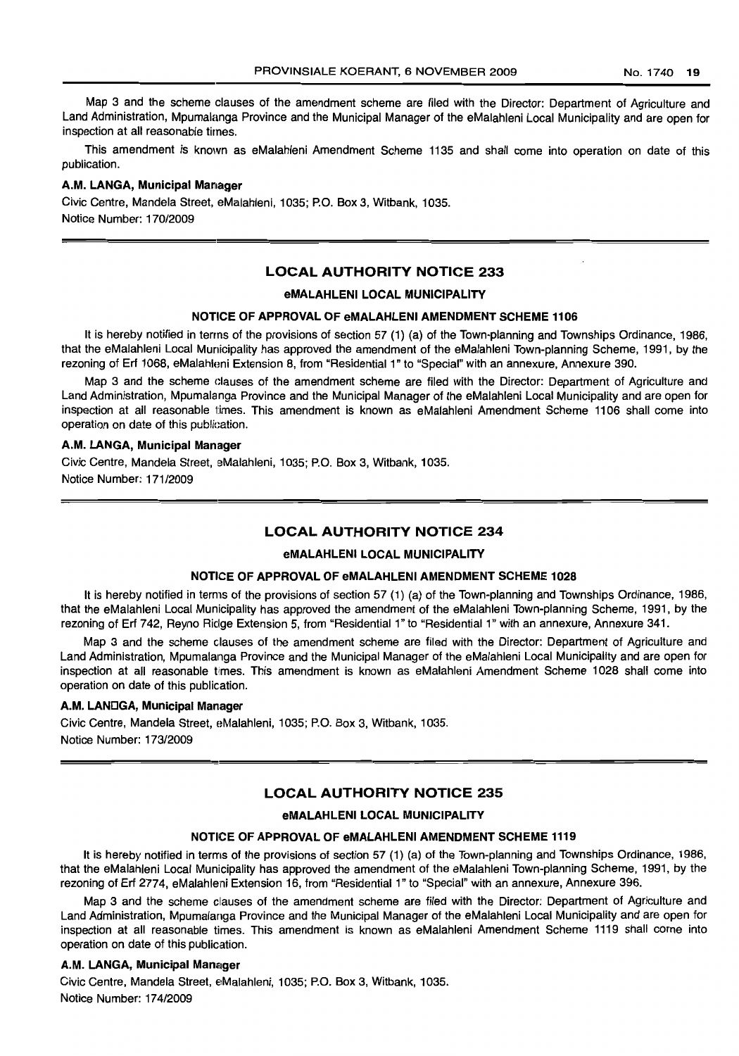Map 3 and the scheme clauses of the amendment scheme are filed with the Director: Department of Agriculture and Land Administration, Mpumalanga Province and the Municipal Manager of the eMalahleni Local Municipality and are open for inspection at all reasonable times.

This amendment is known as eMalahleni Amendment Scheme 1135 and shall come into operation on date of this publication.

**A.M. LANGA, Municipal Manager**

Civic Centre, Mandela Street, eMalahleni, 1035; P.O. Box 3, Witbank, 1035.
Notice Number: 170/2009

## LOCAL AUTHORITY NOTICE 233

### eMALAHLENI LOCAL MUNICIPALITY

#### NOTICE OF APPROVAL OF eMALAHLENI AMENDMENT SCHEME 1106

It is hereby notified in terms of the provisions of section 57 (1) (a) of the Town-planning and Townships Ordinance, 1986, that the eMalahleni Local Municipality has approved the amendment of the eMalahleni Town-planning Scheme, 1991, by the rezoning of Erf 1068, eMalahleni Extension 8, from "Residential 1" to "Special" with an annexure, Annexure 390.

Map 3 and the scheme clauses of the amendment scheme are filed with the Director: Department of Agriculture and Land Administration, Mpumalanga Province and the Municipal Manager of the eMalahleni Local Municipality and are open for inspection at all reasonable times. This amendment is known as eMalahleni Amendment Scheme 1106 shall come into operation on date of this publication.

**A.M. LANGA, Municipal Manager**

Civic Centre, Mandela Street, eMalahleni, 1035; P.O. Box 3, Witbank, 1035.
Notice Number: 171/2009

## LOCAL AUTHORITY NOTICE 234

### eMALAHLENI LOCAL MUNICIPALITY

#### NOTICE OF APPROVAL OF eMALAHLENI AMENDMENT SCHEME 1028

It is hereby notified in terms of the provisions of section 57 (1) (a) of the Town-planning and Townships Ordinance, 1986, that the eMalahleni Local Municipality has approved the amendment of the eMalahleni Town-planning Scheme, 1991, by the rezoning of Erf 742, Reyno Ridge Extension 5, from "Residential 1" to "Residential 1" with an annexure, Annexure 341.

Map 3 and the scheme clauses of the amendment scheme are filed with the Director: Department of Agriculture and Land Administration, Mpumalanga Province and the Municipal Manager of the eMalahleni Local Municipality and are open for inspection at all reasonable times. This amendment is known as eMalahleni Amendment Scheme 1028 shall come into operation on date of this publication.

**A.M. LANGA, Municipal Manager**

Civic Centre, Mandela Street, eMalahleni, 1035; P.O. Box 3, Witbank, 1035.
Notice Number: 173/2009

## LOCAL AUTHORITY NOTICE 235

### eMALAHLENI LOCAL MUNICIPALITY

#### NOTICE OF APPROVAL OF eMALAHLENI AMENDMENT SCHEME 1119

It is hereby notified in terms of the provisions of section 57 (1) (a) of the Town-planning and Townships Ordinance, 1986, that the eMalahleni Local Municipality has approved the amendment of the eMalahleni Town-planning Scheme, 1991, by the rezoning of Erf 2774, eMalahleni Extension 16, from "Residential 1" to "Special" with an annexure, Annexure 396.

Map 3 and the scheme clauses of the amendment scheme are filed with the Director: Department of Agriculture and Land Administration, Mpumalanga Province and the Municipal Manager of the eMalahleni Local Municipality and are open for inspection at all reasonable times. This amendment is known as eMalahleni Amendment Scheme 1119 shall come into operation on date of this publication.

**A.M. LANGA, Municipal Manager**

Civic Centre, Mandela Street, eMalahleni, 1035; P.O. Box 3, Witbank, 1035.
Notice Number: 174/2009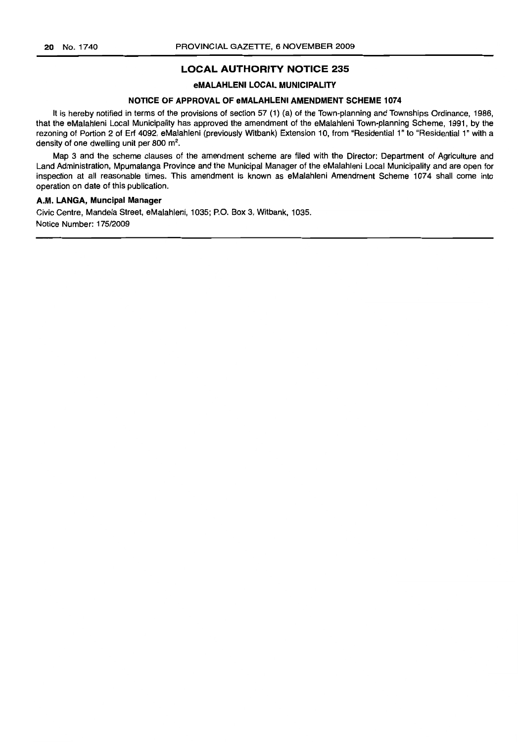## LOCAL AUTHORITY NOTICE 235

### eMALAHLENI LOCAL MUNICIPALITY

### NOTICE OF APPROVAL OF eMALAHLENI AMENDMENT SCHEME 1074

It is hereby notified in terms of the provisions of section 57 (1) (a) of the Town-planning and Townships Ordinance, 1986, that the eMalahleni Local Municipality has approved the amendment of the eMalahleni Town-planning Scheme, 1991, by the rezoning of Portion 2 of Erf 4092, eMalahleni (previously Witbank) Extension 10, from "Residential 1" to "Residential 1" with a density of one dwelling unit per 800 $m^2$.

Map 3 and the scheme clauses of the amendment scheme are filed with the Director: Department of Agriculture and Land Administration, Mpumalanga Province and the Municipal Manager of the eMalahleni Local Municipality and are open for inspection at all reasonable times. This amendment is known as eMalahleni Amendment Scheme 1074 shall come into operation on date of this publication.

**A.M. LANGA, Muncipal Manager**

Civic Centre, Mandela Street, eMalahleni, 1035; P.O. Box 3, Witbank, 1035.
Notice Number: 175/2009